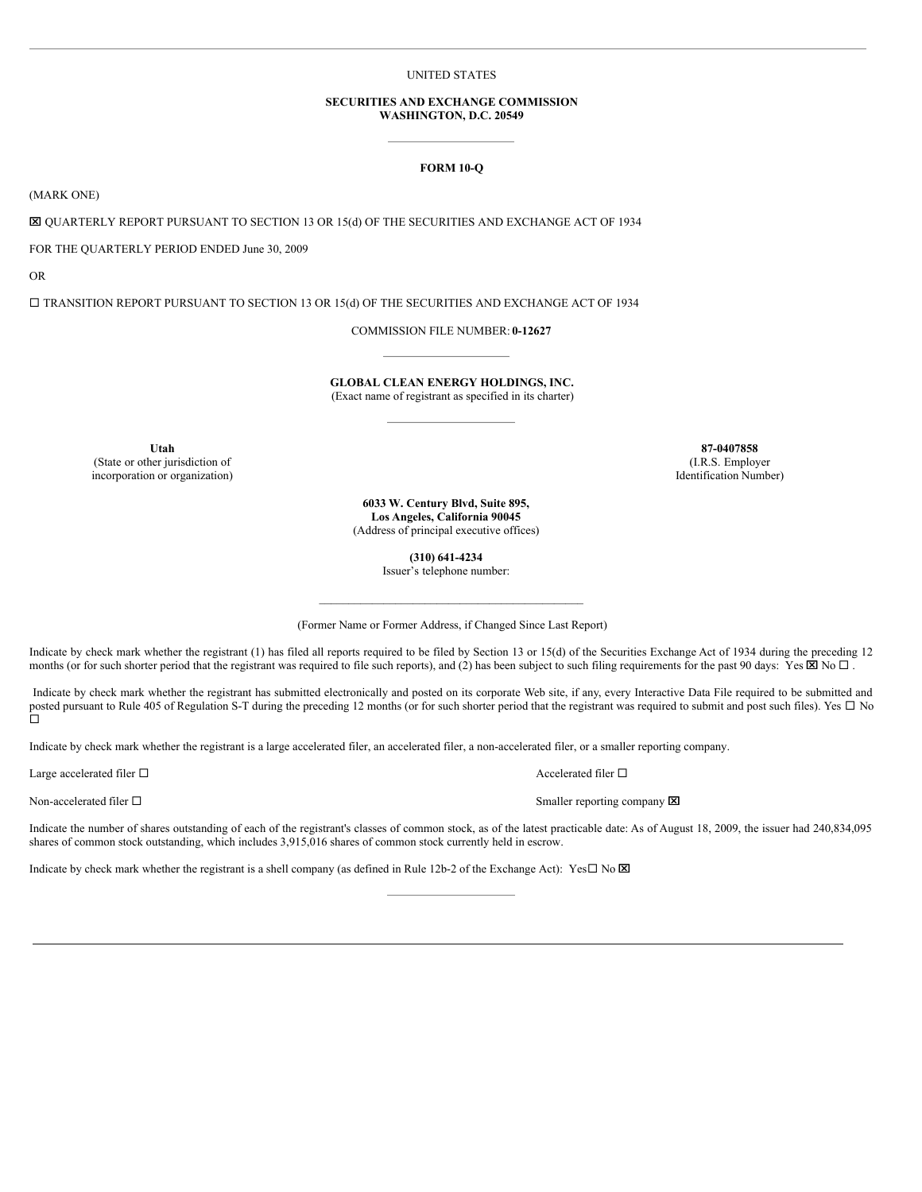UNITED STATES

**SECURITIES AND EXCHANGE COMMISSION**
**WASHINGTON, D.C. 20549**

**FORM 10-Q**

(MARK ONE)

☒ QUARTERLY REPORT PURSUANT TO SECTION 13 OR 15(d) OF THE SECURITIES AND EXCHANGE ACT OF 1934

FOR THE QUARTERLY PERIOD ENDED June 30, 2009

OR

☐ TRANSITION REPORT PURSUANT TO SECTION 13 OR 15(d) OF THE SECURITIES AND EXCHANGE ACT OF 1934

COMMISSION FILE NUMBER: **0-12627**

**GLOBAL CLEAN ENERGY HOLDINGS, INC.**
(Exact name of registrant as specified in its charter)

| **Utah** | **87-0407858** |
|---|---|
| (State or other jurisdiction of incorporation or organization) | (I.R.S. Employer Identification Number) |

**6033 W. Century Blvd, Suite 895,**
**Los Angeles, California 90045**
(Address of principal executive offices)

**(310) 641-4234**
Issuer's telephone number:

(Former Name or Former Address, if Changed Since Last Report)

Indicate by check mark whether the registrant (1) has filed all reports required to be filed by Section 13 or 15(d) of the Securities Exchange Act of 1934 during the preceding 12 months (or for such shorter period that the registrant was required to file such reports), and (2) has been subject to such filing requirements for the past 90 days: Yes ☒ No ☐ .

Indicate by check mark whether the registrant has submitted electronically and posted on its corporate Web site, if any, every Interactive Data File required to be submitted and posted pursuant to Rule 405 of Regulation S-T during the preceding 12 months (or for such shorter period that the registrant was required to submit and post such files). Yes ☐ No ☐

Indicate by check mark whether the registrant is a large accelerated filer, an accelerated filer, a non-accelerated filer, or a smaller reporting company.

| | |
|---|---|
| Large accelerated filer ☐ | Accelerated filer ☐ |
| Non-accelerated filer ☐ | Smaller reporting company ☒ |

Indicate the number of shares outstanding of each of the registrant's classes of common stock, as of the latest practicable date: As of August 18, 2009, the issuer had 240,834,095 shares of common stock outstanding, which includes 3,915,016 shares of common stock currently held in escrow.

Indicate by check mark whether the registrant is a shell company (as defined in Rule 12b-2 of the Exchange Act): Yes☐ No ☒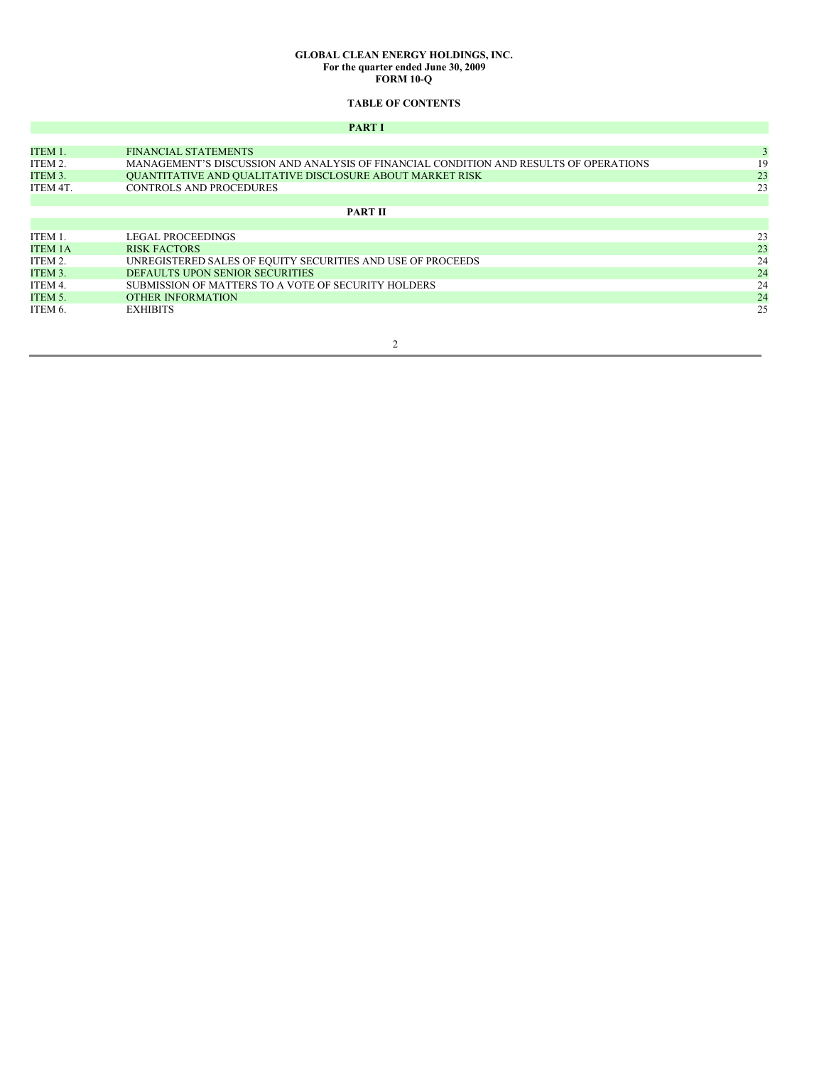**GLOBAL CLEAN ENERGY HOLDINGS, INC.**
**For the quarter ended June 30, 2009**
**FORM 10-Q**

**TABLE OF CONTENTS**

| | **PART I** | |
|---|---|---|
| ITEM 1. | FINANCIAL STATEMENTS | 3 |
| ITEM 2. | MANAGEMENT'S DISCUSSION AND ANALYSIS OF FINANCIAL CONDITION AND RESULTS OF OPERATIONS | 19 |
| ITEM 3. | QUANTITATIVE AND QUALITATIVE DISCLOSURE ABOUT MARKET RISK | 23 |
| ITEM 4T. | CONTROLS AND PROCEDURES | 23 |
| | **PART II** | |
| ITEM 1. | LEGAL PROCEEDINGS | 23 |
| ITEM 1A | RISK FACTORS | 23 |
| ITEM 2. | UNREGISTERED SALES OF EQUITY SECURITIES AND USE OF PROCEEDS | 24 |
| ITEM 3. | DEFAULTS UPON SENIOR SECURITIES | 24 |
| ITEM 4. | SUBMISSION OF MATTERS TO A VOTE OF SECURITY HOLDERS | 24 |
| ITEM 5. | OTHER INFORMATION | 24 |
| ITEM 6. | EXHIBITS | 25 |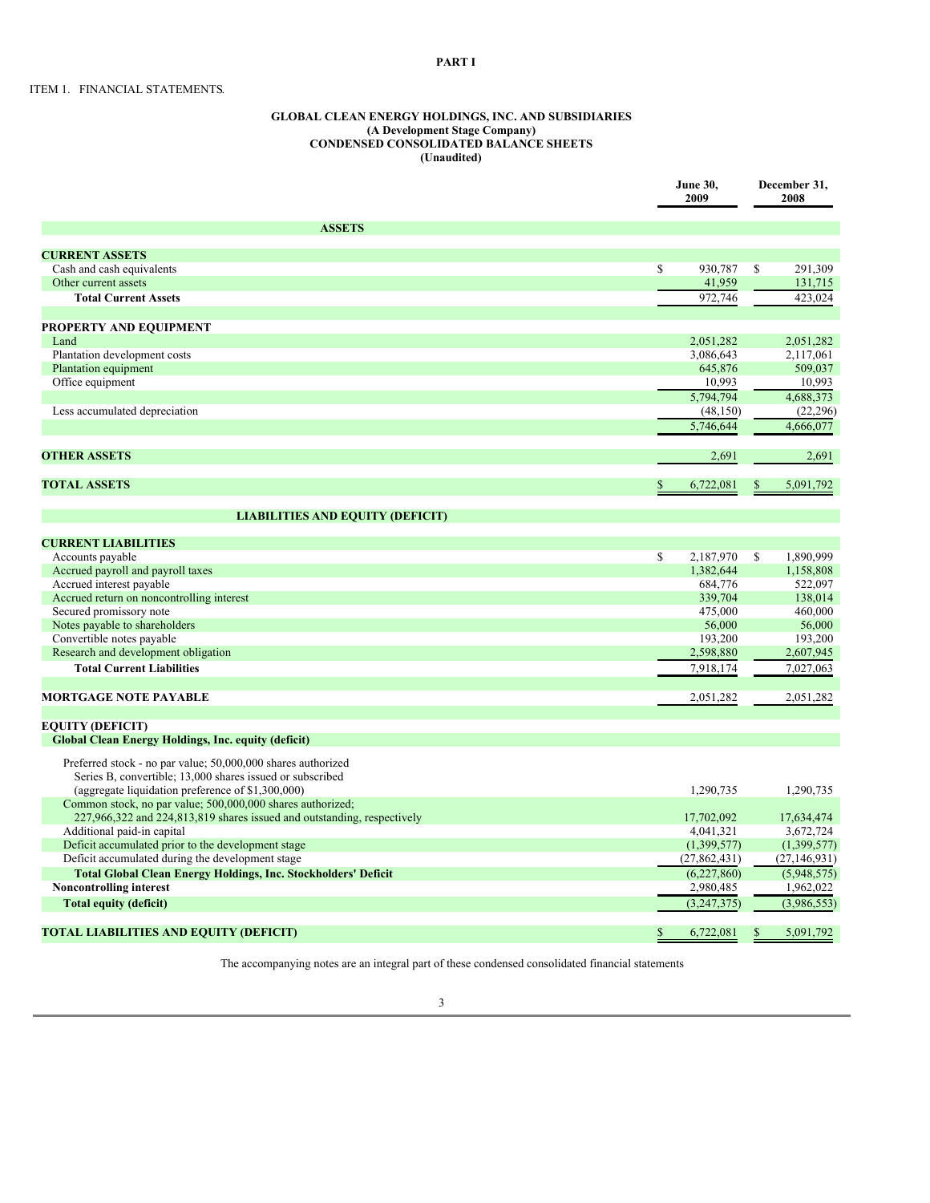# PART I

ITEM 1. FINANCIAL STATEMENTS.

## GLOBAL CLEAN ENERGY HOLDINGS, INC. AND SUBSIDIARIES
### (A Development Stage Company)
### CONDENSED CONSOLIDATED BALANCE SHEETS
### (Unaudited)

| | June 30, 2009 | December 31, 2008 |
|---|---|---|
| **ASSETS** | | |
| **CURRENT ASSETS** | | |
| Cash and cash equivalents | $ 930,787 | $ 291,309 |
| Other current assets | 41,959 | 131,715 |
| **Total Current Assets** | 972,746 | 423,024 |
| **PROPERTY AND EQUIPMENT** | | |
| Land | 2,051,282 | 2,051,282 |
| Plantation development costs | 3,086,643 | 2,117,061 |
| Plantation equipment | 645,876 | 509,037 |
| Office equipment | 10,993 | 10,993 |
| | 5,794,794 | 4,688,373 |
| Less accumulated depreciation | (48,150) | (22,296) |
| | 5,746,644 | 4,666,077 |
| **OTHER ASSETS** | 2,691 | 2,691 |
| **TOTAL ASSETS** | $ 6,722,081 | $ 5,091,792 |
| **LIABILITIES AND EQUITY (DEFICIT)** | | |
| **CURRENT LIABILITIES** | | |
| Accounts payable | $ 2,187,970 | $ 1,890,999 |
| Accrued payroll and payroll taxes | 1,382,644 | 1,158,808 |
| Accrued interest payable | 684,776 | 522,097 |
| Accrued return on noncontrolling interest | 339,704 | 138,014 |
| Secured promissory note | 475,000 | 460,000 |
| Notes payable to shareholders | 56,000 | 56,000 |
| Convertible notes payable | 193,200 | 193,200 |
| Research and development obligation | 2,598,880 | 2,607,945 |
| **Total Current Liabilities** | 7,918,174 | 7,027,063 |
| **MORTGAGE NOTE PAYABLE** | 2,051,282 | 2,051,282 |
| **EQUITY (DEFICIT)** | | |
| **Global Clean Energy Holdings, Inc. equity (deficit)** | | |
| Preferred stock - no par value; 50,000,000 shares authorized Series B, convertible; 13,000 shares issued or subscribed (aggregate liquidation preference of $1,300,000) | 1,290,735 | 1,290,735 |
| Common stock, no par value; 500,000,000 shares authorized; 227,966,322 and 224,813,819 shares issued and outstanding, respectively | 17,702,092 | 17,634,474 |
| Additional paid-in capital | 4,041,321 | 3,672,724 |
| Deficit accumulated prior to the development stage | (1,399,577) | (1,399,577) |
| Deficit accumulated during the development stage | (27,862,431) | (27,146,931) |
| **Total Global Clean Energy Holdings, Inc. Stockholders' Deficit** | (6,227,860) | (5,948,575) |
| **Noncontrolling interest** | 2,980,485 | 1,962,022 |
| **Total equity (deficit)** | (3,247,375) | (3,986,553) |
| **TOTAL LIABILITIES AND EQUITY (DEFICIT)** | $ 6,722,081 | $ 5,091,792 |

The accompanying notes are an integral part of these condensed consolidated financial statements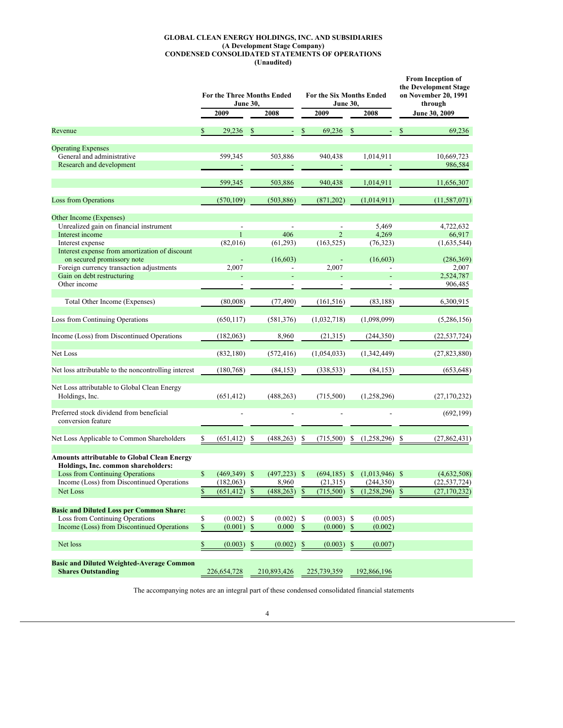**GLOBAL CLEAN ENERGY HOLDINGS, INC. AND SUBSIDIARIES**
**(A Development Stage Company)**
**CONDENSED CONSOLIDATED STATEMENTS OF OPERATIONS**
**(Unaudited)**

| | For the Three Months Ended June 30, | | For the Six Months Ended June 30, | | From Inception of the Development Stage on November 20, 1991 through |
|---|---|---|---|---|---|
| | 2009 | 2008 | 2009 | 2008 | June 30, 2009 |
| Revenue | $ 29,236 | $ - | $ 69,236 | $ - | $ 69,236 |
| Operating Expenses | | | | | |
| General and administrative | 599,345 | 503,886 | 940,438 | 1,014,911 | 10,669,723 |
| Research and development | - | - | - | - | 986,584 |
| | 599,345 | 503,886 | 940,438 | 1,014,911 | 11,656,307 |
| Loss from Operations | (570,109) | (503,886) | (871,202) | (1,014,911) | (11,587,071) |
| Other Income (Expenses) | | | | | |
| Unrealized gain on financial instrument | - | - | - | 5,469 | 4,722,632 |
| Interest income | 1 | 406 | 2 | 4,269 | 66,917 |
| Interest expense | (82,016) | (61,293) | (163,525) | (76,323) | (1,635,544) |
| Interest expense from amortization of discount on secured promissory note | - | (16,603) | - | (16,603) | (286,369) |
| Foreign currency transaction adjustments | 2,007 | - | 2,007 | - | 2,007 |
| Gain on debt restructuring | - | - | - | - | 2,524,787 |
| Other income | - | - | - | - | 906,485 |
| Total Other Income (Expenses) | (80,008) | (77,490) | (161,516) | (83,188) | 6,300,915 |
| Loss from Continuing Operations | (650,117) | (581,376) | (1,032,718) | (1,098,099) | (5,286,156) |
| Income (Loss) from Discontinued Operations | (182,063) | 8,960 | (21,315) | (244,350) | (22,537,724) |
| Net Loss | (832,180) | (572,416) | (1,054,033) | (1,342,449) | (27,823,880) |
| Net loss attributable to the noncontrolling interest | (180,768) | (84,153) | (338,533) | (84,153) | (653,648) |
| Net Loss attributable to Global Clean Energy Holdings, Inc. | (651,412) | (488,263) | (715,500) | (1,258,296) | (27,170,232) |
| Preferred stock dividend from beneficial conversion feature | - | - | - | - | (692,199) |
| Net Loss Applicable to Common Shareholders | $ (651,412) | $ (488,263) | $ (715,500) | $ (1,258,296) | $ (27,862,431) |
| **Amounts attributable to Global Clean Energy Holdings, Inc. common shareholders:** | | | | | |
| Loss from Continuing Operations | $ (469,349) | $ (497,223) | $ (694,185) | $ (1,013,946) | $ (4,632,508) |
| Income (Loss) from Discontinued Operations | (182,063) | 8,960 | (21,315) | (244,350) | (22,537,724) |
| Net Loss | $ (651,412) | $ (488,263) | $ (715,500) | $ (1,258,296) | $ (27,170,232) |
| **Basic and Diluted Loss per Common Share:** | | | | | |
| Loss from Continuing Operations | $ (0.002) | $ (0.002) | $ (0.003) | $ (0.005) | |
| Income (Loss) from Discontinued Operations | $ (0.001) | $ 0.000 | $ (0.000) | $ (0.002) | |
| Net loss | $ (0.003) | $ (0.002) | $ (0.003) | $ (0.007) | |
| **Basic and Diluted Weighted-Average Common Shares Outstanding** | 226,654,728 | 210,893,426 | 225,739,359 | 192,866,196 | |

The accompanying notes are an integral part of these condensed consolidated financial statements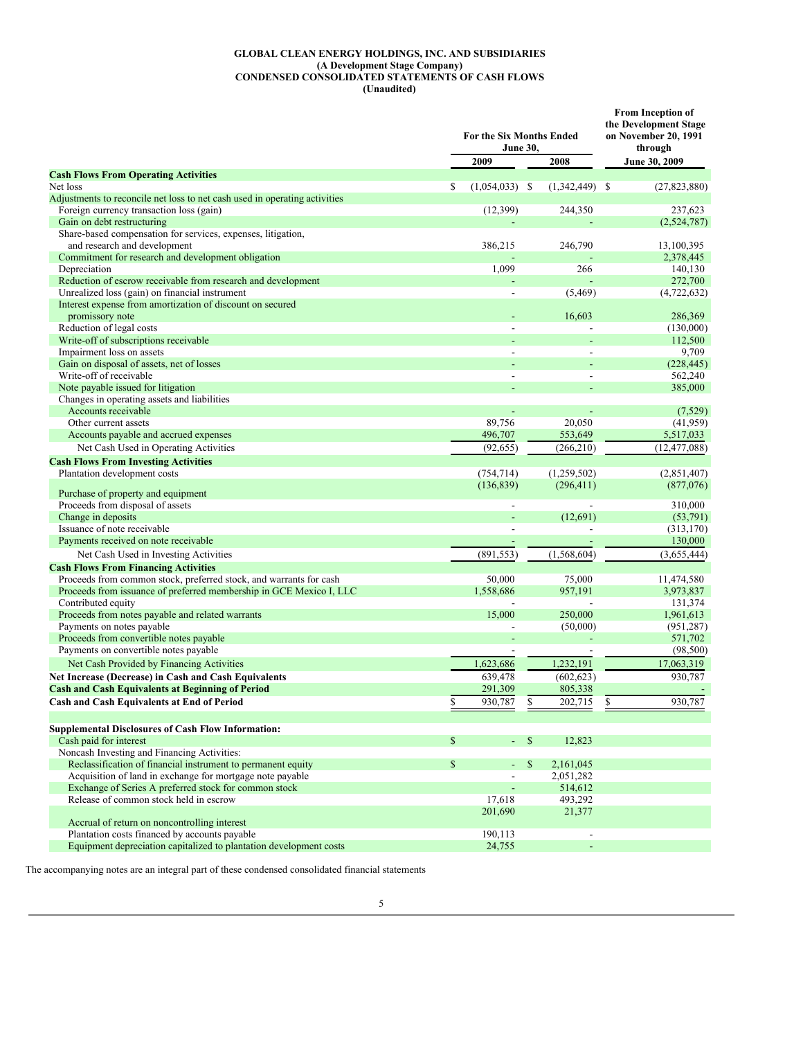**GLOBAL CLEAN ENERGY HOLDINGS, INC. AND SUBSIDIARIES**
**(A Development Stage Company)**
**CONDENSED CONSOLIDATED STATEMENTS OF CASH FLOWS**
**(Unaudited)**

| | For the Six Months Ended June 30, 2009 | For the Six Months Ended June 30, 2008 | From Inception of the Development Stage on November 20, 1991 through June 30, 2009 |
|---|---|---|---|
| **Cash Flows From Operating Activities** | | | |
| Net loss | $ (1,054,033) | $ (1,342,449) | $ (27,823,880) |
| Adjustments to reconcile net loss to net cash used in operating activities | | | |
| Foreign currency transaction loss (gain) | (12,399) | 244,350 | 237,623 |
| Gain on debt restructuring | - | - | (2,524,787) |
| Share-based compensation for services, expenses, litigation, and research and development | 386,215 | 246,790 | 13,100,395 |
| Commitment for research and development obligation | - | - | 2,378,445 |
| Depreciation | 1,099 | 266 | 140,130 |
| Reduction of escrow receivable from research and development | - | - | 272,700 |
| Unrealized loss (gain) on financial instrument | - | (5,469) | (4,722,632) |
| Interest expense from amortization of discount on secured promissory note | - | 16,603 | 286,369 |
| Reduction of legal costs | - | - | (130,000) |
| Write-off of subscriptions receivable | - | - | 112,500 |
| Impairment loss on assets | - | - | 9,709 |
| Gain on disposal of assets, net of losses | - | - | (228,445) |
| Write-off of receivable | - | - | 562,240 |
| Note payable issued for litigation | - | - | 385,000 |
| Changes in operating assets and liabilities | | | |
| Accounts receivable | - | - | (7,529) |
| Other current assets | 89,756 | 20,050 | (41,959) |
| Accounts payable and accrued expenses | 496,707 | 553,649 | 5,517,033 |
| Net Cash Used in Operating Activities | (92,655) | (266,210) | (12,477,088) |
| **Cash Flows From Investing Activities** | | | |
| Plantation development costs | (754,714) | (1,259,502) | (2,851,407) |
| Purchase of property and equipment | (136,839) | (296,411) | (877,076) |
| Proceeds from disposal of assets | - | - | 310,000 |
| Change in deposits | - | (12,691) | (53,791) |
| Issuance of note receivable | - | - | (313,170) |
| Payments received on note receivable | - | - | 130,000 |
| Net Cash Used in Investing Activities | (891,553) | (1,568,604) | (3,655,444) |
| **Cash Flows From Financing Activities** | | | |
| Proceeds from common stock, preferred stock, and warrants for cash | 50,000 | 75,000 | 11,474,580 |
| Proceeds from issuance of preferred membership in GCE Mexico I, LLC | 1,558,686 | 957,191 | 3,973,837 |
| Contributed equity | - | - | 131,374 |
| Proceeds from notes payable and related warrants | 15,000 | 250,000 | 1,961,613 |
| Payments on notes payable | - | (50,000) | (951,287) |
| Proceeds from convertible notes payable | - | - | 571,702 |
| Payments on convertible notes payable | - | - | (98,500) |
| Net Cash Provided by Financing Activities | 1,623,686 | 1,232,191 | 17,063,319 |
| **Net Increase (Decrease) in Cash and Cash Equivalents** | 639,478 | (602,623) | 930,787 |
| **Cash and Cash Equivalents at Beginning of Period** | 291,309 | 805,338 | - |
| **Cash and Cash Equivalents at End of Period** | $ 930,787 | $ 202,715 | $ 930,787 |
| | | | |
| **Supplemental Disclosures of Cash Flow Information:** | | | |
| Cash paid for interest | $ - | $ 12,823 | |
| Noncash Investing and Financing Activities: | | | |
| Reclassification of financial instrument to permanent equity | $ - | $ 2,161,045 | |
| Acquisition of land in exchange for mortgage note payable | - | 2,051,282 | |
| Exchange of Series A preferred stock for common stock | - | 514,612 | |
| Release of common stock held in escrow | 17,618 | 493,292 | |
| Accrual of return on noncontrolling interest | 201,690 | 21,377 | |
| Plantation costs financed by accounts payable | 190,113 | - | |
| Equipment depreciation capitalized to plantation development costs | 24,755 | - | |

The accompanying notes are an integral part of these condensed consolidated financial statements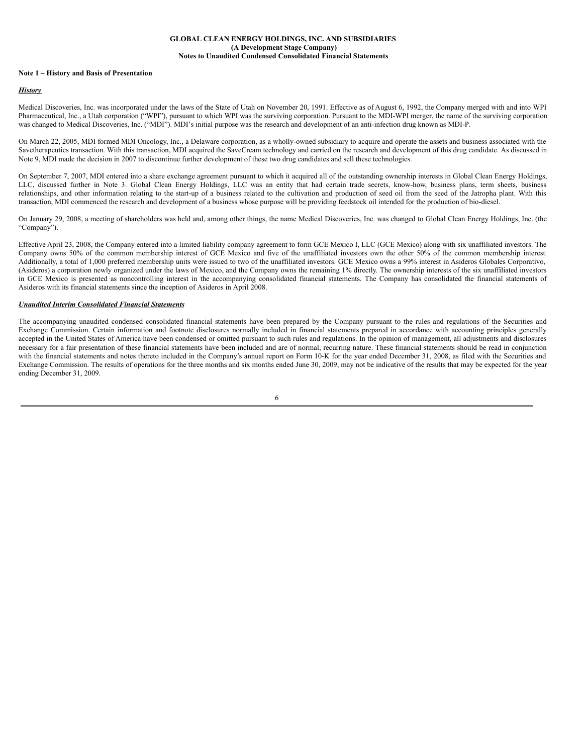**GLOBAL CLEAN ENERGY HOLDINGS, INC. AND SUBSIDIARIES**
**(A Development Stage Company)**
**Notes to Unaudited Condensed Consolidated Financial Statements**

**Note 1 – History and Basis of Presentation**

***History***

Medical Discoveries, Inc. was incorporated under the laws of the State of Utah on November 20, 1991. Effective as of August 6, 1992, the Company merged with and into WPI Pharmaceutical, Inc., a Utah corporation ("WPI"), pursuant to which WPI was the surviving corporation. Pursuant to the MDI-WPI merger, the name of the surviving corporation was changed to Medical Discoveries, Inc. ("MDI"). MDI's initial purpose was the research and development of an anti-infection drug known as MDI-P.

On March 22, 2005, MDI formed MDI Oncology, Inc., a Delaware corporation, as a wholly-owned subsidiary to acquire and operate the assets and business associated with the Savetherapeutics transaction. With this transaction, MDI acquired the SaveCream technology and carried on the research and development of this drug candidate. As discussed in Note 9, MDI made the decision in 2007 to discontinue further development of these two drug candidates and sell these technologies.

On September 7, 2007, MDI entered into a share exchange agreement pursuant to which it acquired all of the outstanding ownership interests in Global Clean Energy Holdings, LLC, discussed further in Note 3. Global Clean Energy Holdings, LLC was an entity that had certain trade secrets, know-how, business plans, term sheets, business relationships, and other information relating to the start-up of a business related to the cultivation and production of seed oil from the seed of the Jatropha plant. With this transaction, MDI commenced the research and development of a business whose purpose will be providing feedstock oil intended for the production of bio-diesel.

On January 29, 2008, a meeting of shareholders was held and, among other things, the name Medical Discoveries, Inc. was changed to Global Clean Energy Holdings, Inc. (the "Company").

Effective April 23, 2008, the Company entered into a limited liability company agreement to form GCE Mexico I, LLC (GCE Mexico) along with six unaffiliated investors. The Company owns 50% of the common membership interest of GCE Mexico and five of the unaffiliated investors own the other 50% of the common membership interest. Additionally, a total of 1,000 preferred membership units were issued to two of the unaffiliated investors. GCE Mexico owns a 99% interest in Asideros Globales Corporativo, (Asideros) a corporation newly organized under the laws of Mexico, and the Company owns the remaining 1% directly. The ownership interests of the six unaffiliated investors in GCE Mexico is presented as noncontrolling interest in the accompanying consolidated financial statements. The Company has consolidated the financial statements of Asideros with its financial statements since the inception of Asideros in April 2008.

***Unaudited Interim Consolidated Financial Statements***

The accompanying unaudited condensed consolidated financial statements have been prepared by the Company pursuant to the rules and regulations of the Securities and Exchange Commission. Certain information and footnote disclosures normally included in financial statements prepared in accordance with accounting principles generally accepted in the United States of America have been condensed or omitted pursuant to such rules and regulations. In the opinion of management, all adjustments and disclosures necessary for a fair presentation of these financial statements have been included and are of normal, recurring nature. These financial statements should be read in conjunction with the financial statements and notes thereto included in the Company's annual report on Form 10-K for the year ended December 31, 2008, as filed with the Securities and Exchange Commission. The results of operations for the three months and six months ended June 30, 2009, may not be indicative of the results that may be expected for the year ending December 31, 2009.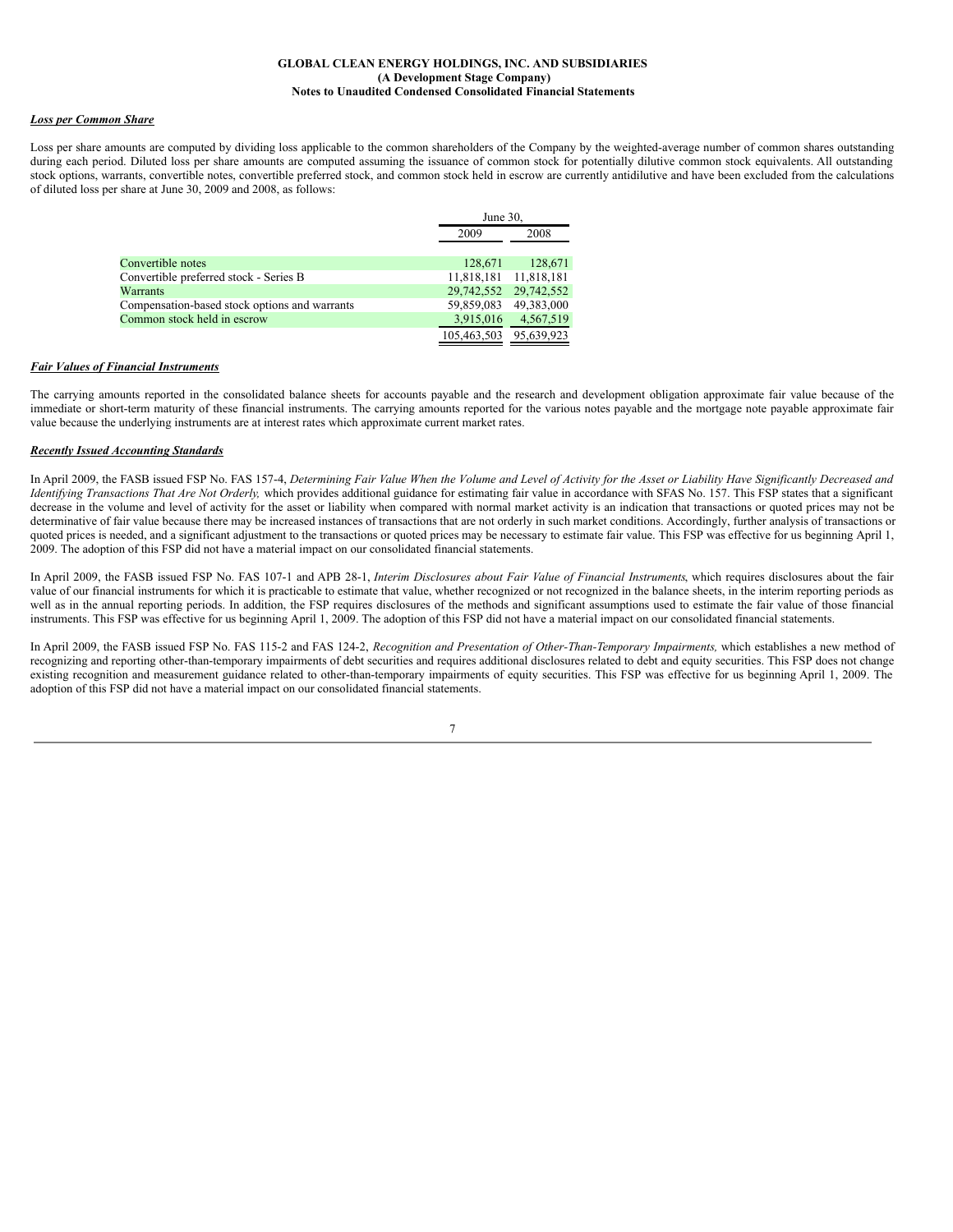**GLOBAL CLEAN ENERGY HOLDINGS, INC. AND SUBSIDIARIES**
**(A Development Stage Company)**
**Notes to Unaudited Condensed Consolidated Financial Statements**

***Loss per Common Share***

Loss per share amounts are computed by dividing loss applicable to the common shareholders of the Company by the weighted-average number of common shares outstanding during each period. Diluted loss per share amounts are computed assuming the issuance of common stock for potentially dilutive common stock equivalents. All outstanding stock options, warrants, convertible notes, convertible preferred stock, and common stock held in escrow are currently antidilutive and have been excluded from the calculations of diluted loss per share at June 30, 2009 and 2008, as follows:

| | June 30, | |
|---|---|---|
| | 2009 | 2008 |
| Convertible notes | 128,671 | 128,671 |
| Convertible preferred stock - Series B | 11,818,181 | 11,818,181 |
| Warrants | 29,742,552 | 29,742,552 |
| Compensation-based stock options and warrants | 59,859,083 | 49,383,000 |
| Common stock held in escrow | 3,915,016 | 4,567,519 |
| | 105,463,503 | 95,639,923 |

***Fair Values of Financial Instruments***

The carrying amounts reported in the consolidated balance sheets for accounts payable and the research and development obligation approximate fair value because of the immediate or short-term maturity of these financial instruments. The carrying amounts reported for the various notes payable and the mortgage note payable approximate fair value because the underlying instruments are at interest rates which approximate current market rates.

***Recently Issued Accounting Standards***

In April 2009, the FASB issued FSP No. FAS 157-4, *Determining Fair Value When the Volume and Level of Activity for the Asset or Liability Have Significantly Decreased and Identifying Transactions That Are Not Orderly,* which provides additional guidance for estimating fair value in accordance with SFAS No. 157. This FSP states that a significant decrease in the volume and level of activity for the asset or liability when compared with normal market activity is an indication that transactions or quoted prices may not be determinative of fair value because there may be increased instances of transactions that are not orderly in such market conditions. Accordingly, further analysis of transactions or quoted prices is needed, and a significant adjustment to the transactions or quoted prices may be necessary to estimate fair value. This FSP was effective for us beginning April 1, 2009. The adoption of this FSP did not have a material impact on our consolidated financial statements.

In April 2009, the FASB issued FSP No. FAS 107-1 and APB 28-1, *Interim Disclosures about Fair Value of Financial Instruments*, which requires disclosures about the fair value of our financial instruments for which it is practicable to estimate that value, whether recognized or not recognized in the balance sheets, in the interim reporting periods as well as in the annual reporting periods. In addition, the FSP requires disclosures of the methods and significant assumptions used to estimate the fair value of those financial instruments. This FSP was effective for us beginning April 1, 2009. The adoption of this FSP did not have a material impact on our consolidated financial statements.

In April 2009, the FASB issued FSP No. FAS 115-2 and FAS 124-2, *Recognition and Presentation of Other-Than-Temporary Impairments,* which establishes a new method of recognizing and reporting other-than-temporary impairments of debt securities and requires additional disclosures related to debt and equity securities. This FSP does not change existing recognition and measurement guidance related to other-than-temporary impairments of equity securities. This FSP was effective for us beginning April 1, 2009. The adoption of this FSP did not have a material impact on our consolidated financial statements.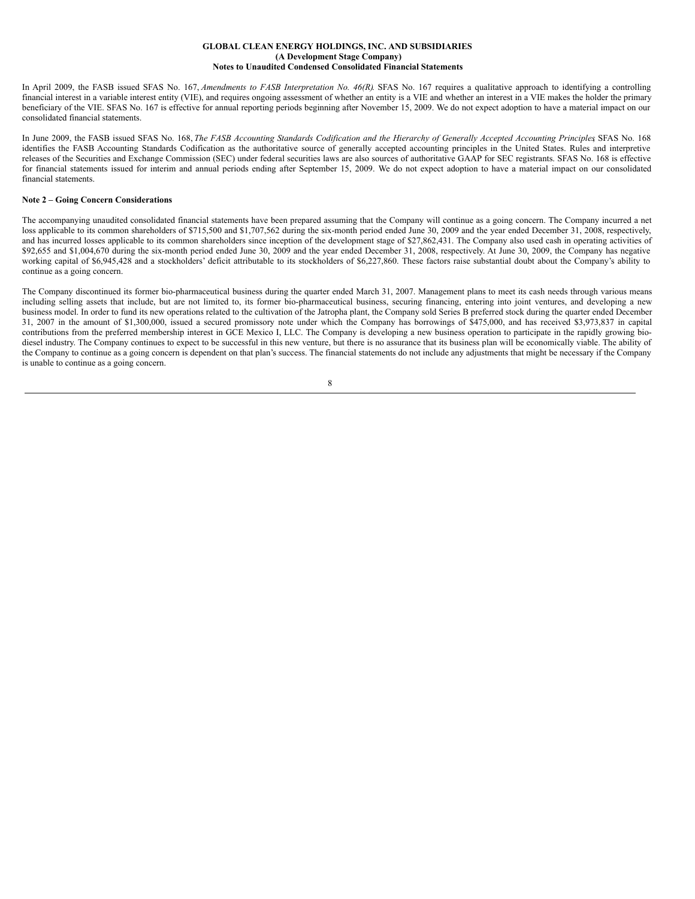In April 2009, the FASB issued SFAS No. 167, *Amendments to FASB Interpretation No. 46(R)*. SFAS No. 167 requires a qualitative approach to identifying a controlling financial interest in a variable interest entity (VIE), and requires ongoing assessment of whether an entity is a VIE and whether an interest in a VIE makes the holder the primary beneficiary of the VIE. SFAS No. 167 is effective for annual reporting periods beginning after November 15, 2009. We do not expect adoption to have a material impact on our consolidated financial statements.

In June 2009, the FASB issued SFAS No. 168, *The FASB Accounting Standards Codification and the Hierarchy of Generally Accepted Accounting Principles*. SFAS No. 168 identifies the FASB Accounting Standards Codification as the authoritative source of generally accepted accounting principles in the United States. Rules and interpretive releases of the Securities and Exchange Commission (SEC) under federal securities laws are also sources of authoritative GAAP for SEC registrants. SFAS No. 168 is effective for financial statements issued for interim and annual periods ending after September 15, 2009. We do not expect adoption to have a material impact on our consolidated financial statements.

**Note 2 – Going Concern Considerations**

The accompanying unaudited consolidated financial statements have been prepared assuming that the Company will continue as a going concern. The Company incurred a net loss applicable to its common shareholders of $715,500 and $1,707,562 during the six-month period ended June 30, 2009 and the year ended December 31, 2008, respectively, and has incurred losses applicable to its common shareholders since inception of the development stage of $27,862,431. The Company also used cash in operating activities of $92,655 and $1,004,670 during the six-month period ended June 30, 2009 and the year ended December 31, 2008, respectively. At June 30, 2009, the Company has negative working capital of $6,945,428 and a stockholders' deficit attributable to its stockholders of $6,227,860. These factors raise substantial doubt about the Company's ability to continue as a going concern.

The Company discontinued its former bio-pharmaceutical business during the quarter ended March 31, 2007. Management plans to meet its cash needs through various means including selling assets that include, but are not limited to, its former bio-pharmaceutical business, securing financing, entering into joint ventures, and developing a new business model. In order to fund its new operations related to the cultivation of the Jatropha plant, the Company sold Series B preferred stock during the quarter ended December 31, 2007 in the amount of $1,300,000, issued a secured promissory note under which the Company has borrowings of $475,000, and has received $3,973,837 in capital contributions from the preferred membership interest in GCE Mexico I, LLC. The Company is developing a new business operation to participate in the rapidly growing bio-diesel industry. The Company continues to expect to be successful in this new venture, but there is no assurance that its business plan will be economically viable. The ability of the Company to continue as a going concern is dependent on that plan's success. The financial statements do not include any adjustments that might be necessary if the Company is unable to continue as a going concern.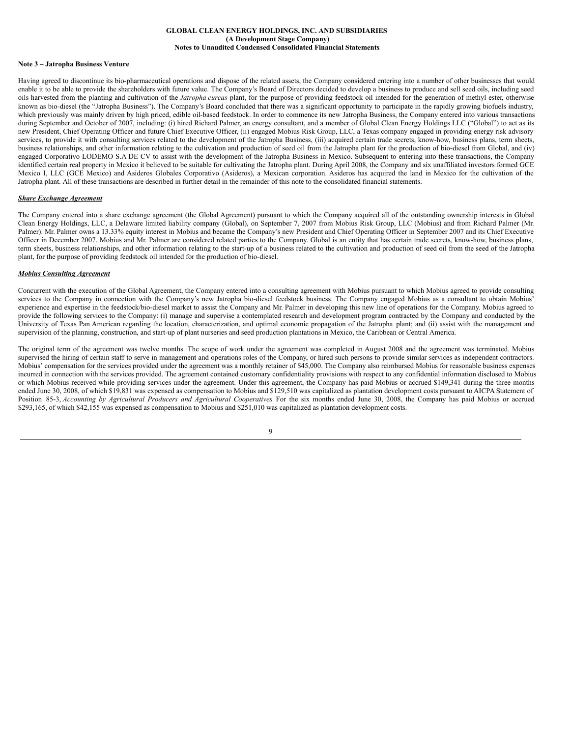**GLOBAL CLEAN ENERGY HOLDINGS, INC. AND SUBSIDIARIES**
**(A Development Stage Company)**
**Notes to Unaudited Condensed Consolidated Financial Statements**

**Note 3 – Jatropha Business Venture**

Having agreed to discontinue its bio-pharmaceutical operations and dispose of the related assets, the Company considered entering into a number of other businesses that would enable it to be able to provide the shareholders with future value. The Company's Board of Directors decided to develop a business to produce and sell seed oils, including seed oils harvested from the planting and cultivation of the *Jatropha curcas* plant, for the purpose of providing feedstock oil intended for the generation of methyl ester, otherwise known as bio-diesel (the "Jatropha Business"). The Company's Board concluded that there was a significant opportunity to participate in the rapidly growing biofuels industry, which previously was mainly driven by high priced, edible oil-based feedstock. In order to commence its new Jatropha Business, the Company entered into various transactions during September and October of 2007, including: (i) hired Richard Palmer, an energy consultant, and a member of Global Clean Energy Holdings LLC ("Global") to act as its new President, Chief Operating Officer and future Chief Executive Officer, (ii) engaged Mobius Risk Group, LLC, a Texas company engaged in providing energy risk advisory services, to provide it with consulting services related to the development of the Jatropha Business, (iii) acquired certain trade secrets, know-how, business plans, term sheets, business relationships, and other information relating to the cultivation and production of seed oil from the Jatropha plant for the production of bio-diesel from Global, and (iv) engaged Corporativo LODEMO S.A DE CV to assist with the development of the Jatropha Business in Mexico. Subsequent to entering into these transactions, the Company identified certain real property in Mexico it believed to be suitable for cultivating the Jatropha plant. During April 2008, the Company and six unaffiliated investors formed GCE Mexico I, LLC (GCE Mexico) and Asideros Globales Corporativo (Asideros), a Mexican corporation. Asideros has acquired the land in Mexico for the cultivation of the Jatropha plant. All of these transactions are described in further detail in the remainder of this note to the consolidated financial statements.

***Share Exchange Agreement***

The Company entered into a share exchange agreement (the Global Agreement) pursuant to which the Company acquired all of the outstanding ownership interests in Global Clean Energy Holdings, LLC, a Delaware limited liability company (Global), on September 7, 2007 from Mobius Risk Group, LLC (Mobius) and from Richard Palmer (Mr. Palmer). Mr. Palmer owns a 13.33% equity interest in Mobius and became the Company's new President and Chief Operating Officer in September 2007 and its Chief Executive Officer in December 2007. Mobius and Mr. Palmer are considered related parties to the Company. Global is an entity that has certain trade secrets, know-how, business plans, term sheets, business relationships, and other information relating to the start-up of a business related to the cultivation and production of seed oil from the seed of the Jatropha plant, for the purpose of providing feedstock oil intended for the production of bio-diesel.

***Mobius Consulting Agreement***

Concurrent with the execution of the Global Agreement, the Company entered into a consulting agreement with Mobius pursuant to which Mobius agreed to provide consulting services to the Company in connection with the Company's new Jatropha bio-diesel feedstock business. The Company engaged Mobius as a consultant to obtain Mobius' experience and expertise in the feedstock/bio-diesel market to assist the Company and Mr. Palmer in developing this new line of operations for the Company. Mobius agreed to provide the following services to the Company: (i) manage and supervise a contemplated research and development program contracted by the Company and conducted by the University of Texas Pan American regarding the location, characterization, and optimal economic propagation of the Jatropha plant; and (ii) assist with the management and supervision of the planning, construction, and start-up of plant nurseries and seed production plantations in Mexico, the Caribbean or Central America.

The original term of the agreement was twelve months. The scope of work under the agreement was completed in August 2008 and the agreement was terminated. Mobius supervised the hiring of certain staff to serve in management and operations roles of the Company, or hired such persons to provide similar services as independent contractors. Mobius' compensation for the services provided under the agreement was a monthly retainer of $45,000. The Company also reimbursed Mobius for reasonable business expenses incurred in connection with the services provided. The agreement contained customary confidentiality provisions with respect to any confidential information disclosed to Mobius or which Mobius received while providing services under the agreement. Under this agreement, the Company has paid Mobius or accrued $149,341 during the three months ended June 30, 2008, of which $19,831 was expensed as compensation to Mobius and $129,510 was capitalized as plantation development costs pursuant to AICPA Statement of Position 85-3, *Accounting by Agricultural Producers and Agricultural Cooperatives*. For the six months ended June 30, 2008, the Company has paid Mobius or accrued $293,165, of which $42,155 was expensed as compensation to Mobius and $251,010 was capitalized as plantation development costs.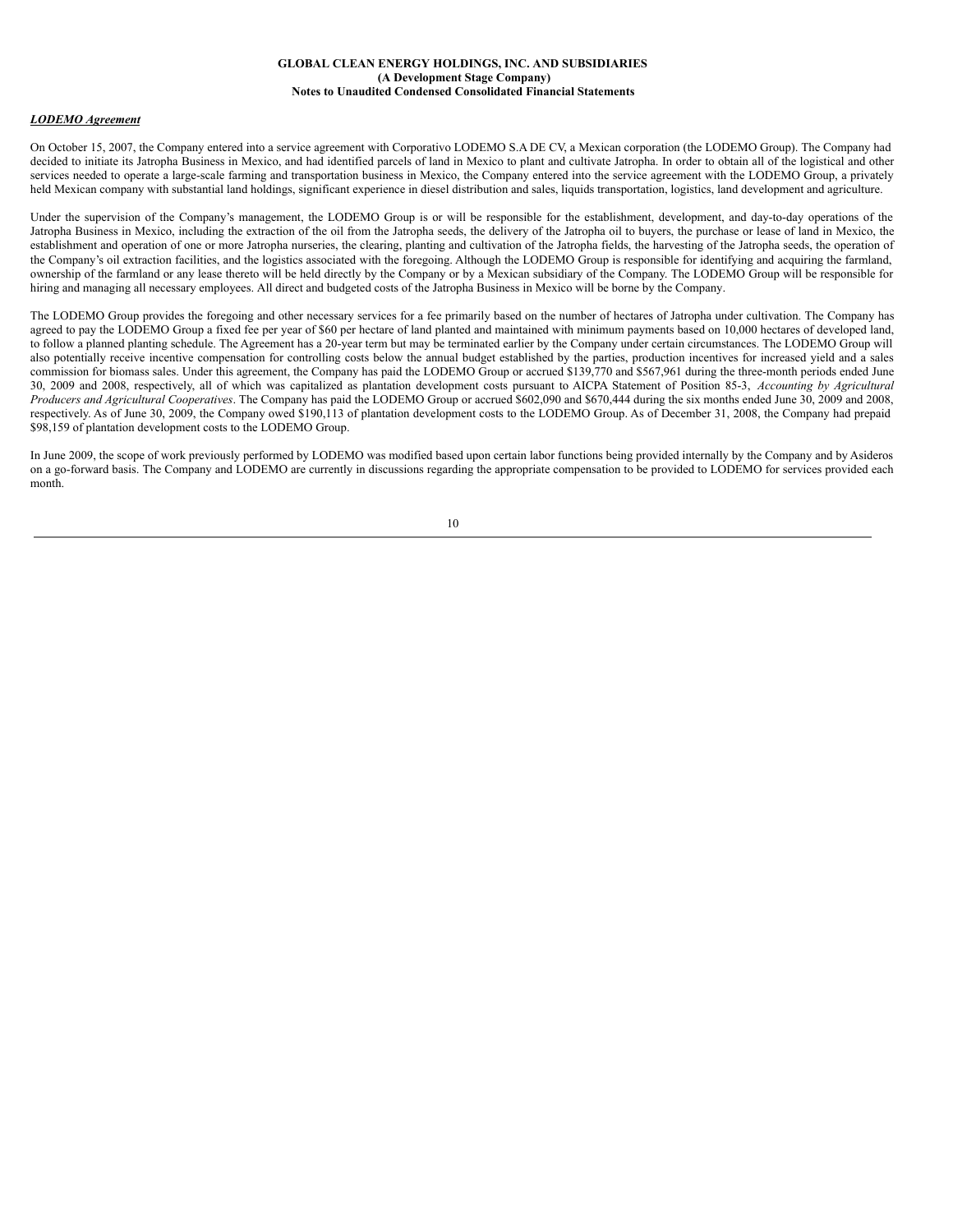**GLOBAL CLEAN ENERGY HOLDINGS, INC. AND SUBSIDIARIES**
**(A Development Stage Company)**
**Notes to Unaudited Condensed Consolidated Financial Statements**

***LODEMO Agreement***

On October 15, 2007, the Company entered into a service agreement with Corporativo LODEMO S.A DE CV, a Mexican corporation (the LODEMO Group). The Company had decided to initiate its Jatropha Business in Mexico, and had identified parcels of land in Mexico to plant and cultivate Jatropha. In order to obtain all of the logistical and other services needed to operate a large-scale farming and transportation business in Mexico, the Company entered into the service agreement with the LODEMO Group, a privately held Mexican company with substantial land holdings, significant experience in diesel distribution and sales, liquids transportation, logistics, land development and agriculture.

Under the supervision of the Company's management, the LODEMO Group is or will be responsible for the establishment, development, and day-to-day operations of the Jatropha Business in Mexico, including the extraction of the oil from the Jatropha seeds, the delivery of the Jatropha oil to buyers, the purchase or lease of land in Mexico, the establishment and operation of one or more Jatropha nurseries, the clearing, planting and cultivation of the Jatropha fields, the harvesting of the Jatropha seeds, the operation of the Company's oil extraction facilities, and the logistics associated with the foregoing. Although the LODEMO Group is responsible for identifying and acquiring the farmland, ownership of the farmland or any lease thereto will be held directly by the Company or by a Mexican subsidiary of the Company. The LODEMO Group will be responsible for hiring and managing all necessary employees. All direct and budgeted costs of the Jatropha Business in Mexico will be borne by the Company.

The LODEMO Group provides the foregoing and other necessary services for a fee primarily based on the number of hectares of Jatropha under cultivation. The Company has agreed to pay the LODEMO Group a fixed fee per year of $60 per hectare of land planted and maintained with minimum payments based on 10,000 hectares of developed land, to follow a planned planting schedule. The Agreement has a 20-year term but may be terminated earlier by the Company under certain circumstances. The LODEMO Group will also potentially receive incentive compensation for controlling costs below the annual budget established by the parties, production incentives for increased yield and a sales commission for biomass sales. Under this agreement, the Company has paid the LODEMO Group or accrued $139,770 and $567,961 during the three-month periods ended June 30, 2009 and 2008, respectively, all of which was capitalized as plantation development costs pursuant to AICPA Statement of Position 85-3, *Accounting by Agricultural Producers and Agricultural Cooperatives*. The Company has paid the LODEMO Group or accrued $602,090 and $670,444 during the six months ended June 30, 2009 and 2008, respectively. As of June 30, 2009, the Company owed $190,113 of plantation development costs to the LODEMO Group. As of December 31, 2008, the Company had prepaid $98,159 of plantation development costs to the LODEMO Group.

In June 2009, the scope of work previously performed by LODEMO was modified based upon certain labor functions being provided internally by the Company and by Asideros on a go-forward basis. The Company and LODEMO are currently in discussions regarding the appropriate compensation to be provided to LODEMO for services provided each month.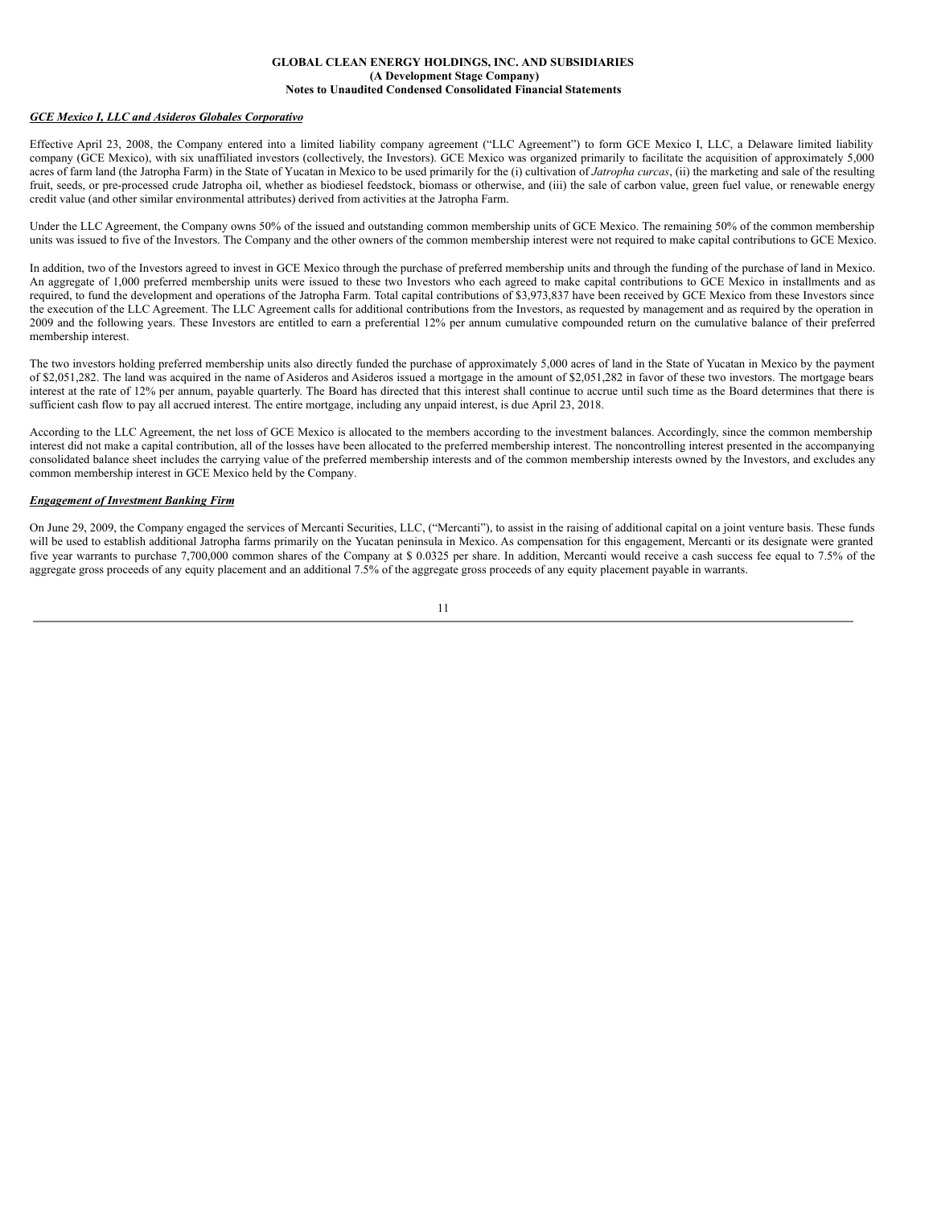***GCE Mexico I, LLC and Asideros Globales Corporativo***

Effective April 23, 2008, the Company entered into a limited liability company agreement ("LLC Agreement") to form GCE Mexico I, LLC, a Delaware limited liability company (GCE Mexico), with six unaffiliated investors (collectively, the Investors). GCE Mexico was organized primarily to facilitate the acquisition of approximately 5,000 acres of farm land (the Jatropha Farm) in the State of Yucatan in Mexico to be used primarily for the (i) cultivation of *Jatropha curcas*, (ii) the marketing and sale of the resulting fruit, seeds, or pre-processed crude Jatropha oil, whether as biodiesel feedstock, biomass or otherwise, and (iii) the sale of carbon value, green fuel value, or renewable energy credit value (and other similar environmental attributes) derived from activities at the Jatropha Farm.

Under the LLC Agreement, the Company owns 50% of the issued and outstanding common membership units of GCE Mexico. The remaining 50% of the common membership units was issued to five of the Investors. The Company and the other owners of the common membership interest were not required to make capital contributions to GCE Mexico.

In addition, two of the Investors agreed to invest in GCE Mexico through the purchase of preferred membership units and through the funding of the purchase of land in Mexico. An aggregate of 1,000 preferred membership units were issued to these two Investors who each agreed to make capital contributions to GCE Mexico in installments and as required, to fund the development and operations of the Jatropha Farm. Total capital contributions of $3,973,837 have been received by GCE Mexico from these Investors since the execution of the LLC Agreement. The LLC Agreement calls for additional contributions from the Investors, as requested by management and as required by the operation in 2009 and the following years. These Investors are entitled to earn a preferential 12% per annum cumulative compounded return on the cumulative balance of their preferred membership interest.

The two investors holding preferred membership units also directly funded the purchase of approximately 5,000 acres of land in the State of Yucatan in Mexico by the payment of $2,051,282. The land was acquired in the name of Asideros and Asideros issued a mortgage in the amount of $2,051,282 in favor of these two investors. The mortgage bears interest at the rate of 12% per annum, payable quarterly. The Board has directed that this interest shall continue to accrue until such time as the Board determines that there is sufficient cash flow to pay all accrued interest. The entire mortgage, including any unpaid interest, is due April 23, 2018.

According to the LLC Agreement, the net loss of GCE Mexico is allocated to the members according to the investment balances. Accordingly, since the common membership interest did not make a capital contribution, all of the losses have been allocated to the preferred membership interest. The noncontrolling interest presented in the accompanying consolidated balance sheet includes the carrying value of the preferred membership interests and of the common membership interests owned by the Investors, and excludes any common membership interest in GCE Mexico held by the Company.

***Engagement of Investment Banking Firm***

On June 29, 2009, the Company engaged the services of Mercanti Securities, LLC, ("Mercanti"), to assist in the raising of additional capital on a joint venture basis. These funds will be used to establish additional Jatropha farms primarily on the Yucatan peninsula in Mexico. As compensation for this engagement, Mercanti or its designate were granted five year warrants to purchase 7,700,000 common shares of the Company at $ 0.0325 per share. In addition, Mercanti would receive a cash success fee equal to 7.5% of the aggregate gross proceeds of any equity placement and an additional 7.5% of the aggregate gross proceeds of any equity placement payable in warrants.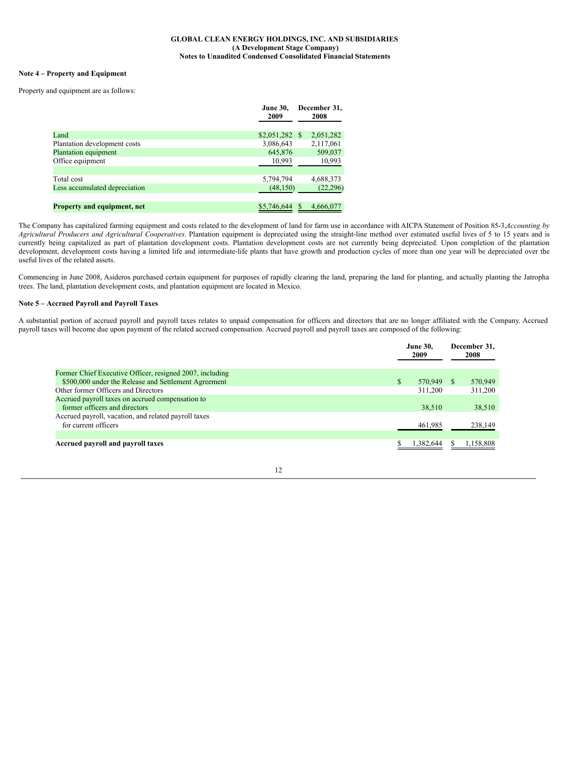**GLOBAL CLEAN ENERGY HOLDINGS, INC. AND SUBSIDIARIES**
**(A Development Stage Company)**
**Notes to Unaudited Condensed Consolidated Financial Statements**

**Note 4 – Property and Equipment**

Property and equipment are as follows:

| | June 30, 2009 | December 31, 2008 |
|---|---|---|
| Land | $2,051,282 | $ 2,051,282 |
| Plantation development costs | 3,086,643 | 2,117,061 |
| Plantation equipment | 645,876 | 509,037 |
| Office equipment | 10,993 | 10,993 |
| Total cost | 5,794,794 | 4,688,373 |
| Less accumulated depreciation | (48,150) | (22,296) |
| **Property and equipment, net** | $5,746,644 | $ 4,666,077 |

The Company has capitalized farming equipment and costs related to the development of land for farm use in accordance with AICPA Statement of Position 85-3,*Accounting by Agricultural Producers and Agricultural Cooperatives*. Plantation equipment is depreciated using the straight-line method over estimated useful lives of 5 to 15 years and is currently being capitalized as part of plantation development costs. Plantation development costs are not currently being depreciated. Upon completion of the plantation development, development costs having a limited life and intermediate-life plants that have growth and production cycles of more than one year will be depreciated over the useful lives of the related assets.

Commencing in June 2008, Asideros purchased certain equipment for purposes of rapidly clearing the land, preparing the land for planting, and actually planting the Jatropha trees. The land, plantation development costs, and plantation equipment are located in Mexico.

**Note 5 – Accrued Payroll and Payroll Taxes**

A substantial portion of accrued payroll and payroll taxes relates to unpaid compensation for officers and directors that are no longer affiliated with the Company. Accrued payroll taxes will become due upon payment of the related accrued compensation. Accrued payroll and payroll taxes are composed of the following:

| | June 30, 2009 | December 31, 2008 |
|---|---|---|
| Former Chief Executive Officer, resigned 2007, including $500,000 under the Release and Settlement Agreement | $ 570,949 | $ 570,949 |
| Other former Officers and Directors | 311,200 | 311,200 |
| Accrued payroll taxes on accrued compensation to former officers and directors | 38,510 | 38,510 |
| Accrued payroll, vacation, and related payroll taxes for current officers | 461,985 | 238,149 |
| **Accrued payroll and payroll taxes** | $ 1,382,644 | $ 1,158,808 |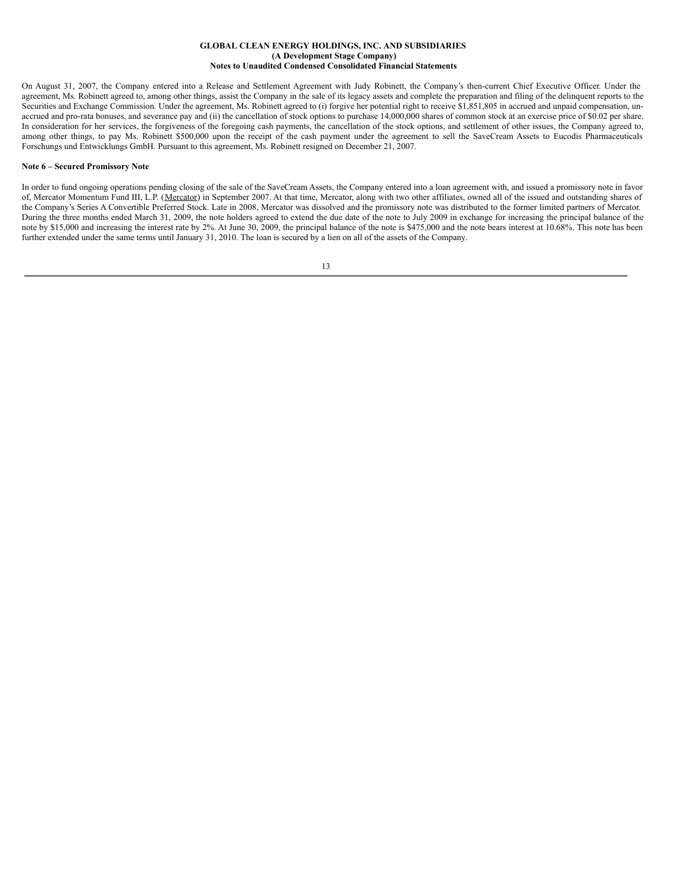On August 31, 2007, the Company entered into a Release and Settlement Agreement with Judy Robinett, the Company's then-current Chief Executive Officer. Under the agreement, Ms. Robinett agreed to, among other things, assist the Company in the sale of its legacy assets and complete the preparation and filing of the delinquent reports to the Securities and Exchange Commission. Under the agreement, Ms. Robinett agreed to (i) forgive her potential right to receive $1,851,805 in accrued and unpaid compensation, un-accrued and pro-rata bonuses, and severance pay and (ii) the cancellation of stock options to purchase 14,000,000 shares of common stock at an exercise price of $0.02 per share. In consideration for her services, the forgiveness of the foregoing cash payments, the cancellation of the stock options, and settlement of other issues, the Company agreed to, among other things, to pay Ms. Robinett $500,000 upon the receipt of the cash payment under the agreement to sell the SaveCream Assets to Eucodis Pharmaceuticals Forschungs und Entwicklungs GmbH. Pursuant to this agreement, Ms. Robinett resigned on December 21, 2007.

**Note 6 – Secured Promissory Note**

In order to fund ongoing operations pending closing of the sale of the SaveCream Assets, the Company entered into a loan agreement with, and issued a promissory note in favor of, Mercator Momentum Fund III, L.P. (Mercator) in September 2007. At that time, Mercator, along with two other affiliates, owned all of the issued and outstanding shares of the Company's Series A Convertible Preferred Stock. Late in 2008, Mercator was dissolved and the promissory note was distributed to the former limited partners of Mercator. During the three months ended March 31, 2009, the note holders agreed to extend the due date of the note to July 2009 in exchange for increasing the principal balance of the note by $15,000 and increasing the interest rate by 2%. At June 30, 2009, the principal balance of the note is $475,000 and the note bears interest at 10.68%. This note has been further extended under the same terms until January 31, 2010. The loan is secured by a lien on all of the assets of the Company.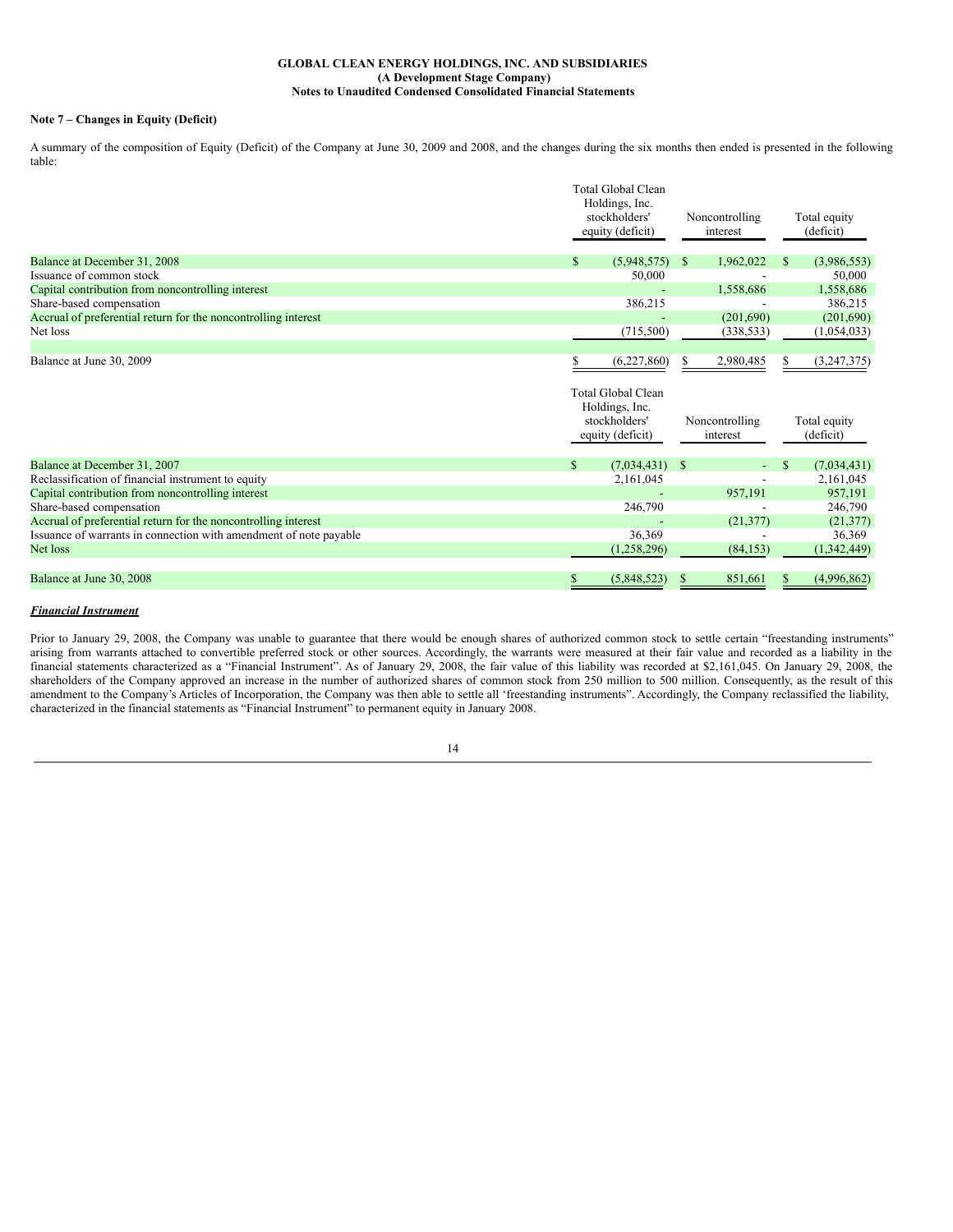**GLOBAL CLEAN ENERGY HOLDINGS, INC. AND SUBSIDIARIES**
**(A Development Stage Company)**
**Notes to Unaudited Condensed Consolidated Financial Statements**

**Note 7 – Changes in Equity (Deficit)**

A summary of the composition of Equity (Deficit) of the Company at June 30, 2009 and 2008, and the changes during the six months then ended is presented in the following table:

| | Total Global Clean Holdings, Inc. stockholders' equity (deficit) | Noncontrolling interest | Total equity (deficit) |
|---|---|---|---|
| Balance at December 31, 2008 | $ (5,948,575) | $ 1,962,022 | $ (3,986,553) |
| Issuance of common stock | 50,000 | - | 50,000 |
| Capital contribution from noncontrolling interest | - | 1,558,686 | 1,558,686 |
| Share-based compensation | 386,215 | - | 386,215 |
| Accrual of preferential return for the noncontrolling interest | - | (201,690) | (201,690) |
| Net loss | (715,500) | (338,533) | (1,054,033) |
| Balance at June 30, 2009 | $ (6,227,860) | $ 2,980,485 | $ (3,247,375) |

| | Total Global Clean Holdings, Inc. stockholders' equity (deficit) | Noncontrolling interest | Total equity (deficit) |
|---|---|---|---|
| Balance at December 31, 2007 | $ (7,034,431) | $ - | $ (7,034,431) |
| Reclassification of financial instrument to equity | 2,161,045 | - | 2,161,045 |
| Capital contribution from noncontrolling interest | - | 957,191 | 957,191 |
| Share-based compensation | 246,790 | - | 246,790 |
| Accrual of preferential return for the noncontrolling interest | - | (21,377) | (21,377) |
| Issuance of warrants in connection with amendment of note payable | 36,369 | - | 36,369 |
| Net loss | (1,258,296) | (84,153) | (1,342,449) |
| Balance at June 30, 2008 | $ (5,848,523) | $ 851,661 | $ (4,996,862) |

***Financial Instrument***

Prior to January 29, 2008, the Company was unable to guarantee that there would be enough shares of authorized common stock to settle certain "freestanding instruments" arising from warrants attached to convertible preferred stock or other sources. Accordingly, the warrants were measured at their fair value and recorded as a liability in the financial statements characterized as a "Financial Instrument". As of January 29, 2008, the fair value of this liability was recorded at $2,161,045. On January 29, 2008, the shareholders of the Company approved an increase in the number of authorized shares of common stock from 250 million to 500 million. Consequently, as the result of this amendment to the Company's Articles of Incorporation, the Company was then able to settle all 'freestanding instruments". Accordingly, the Company reclassified the liability, characterized in the financial statements as "Financial Instrument" to permanent equity in January 2008.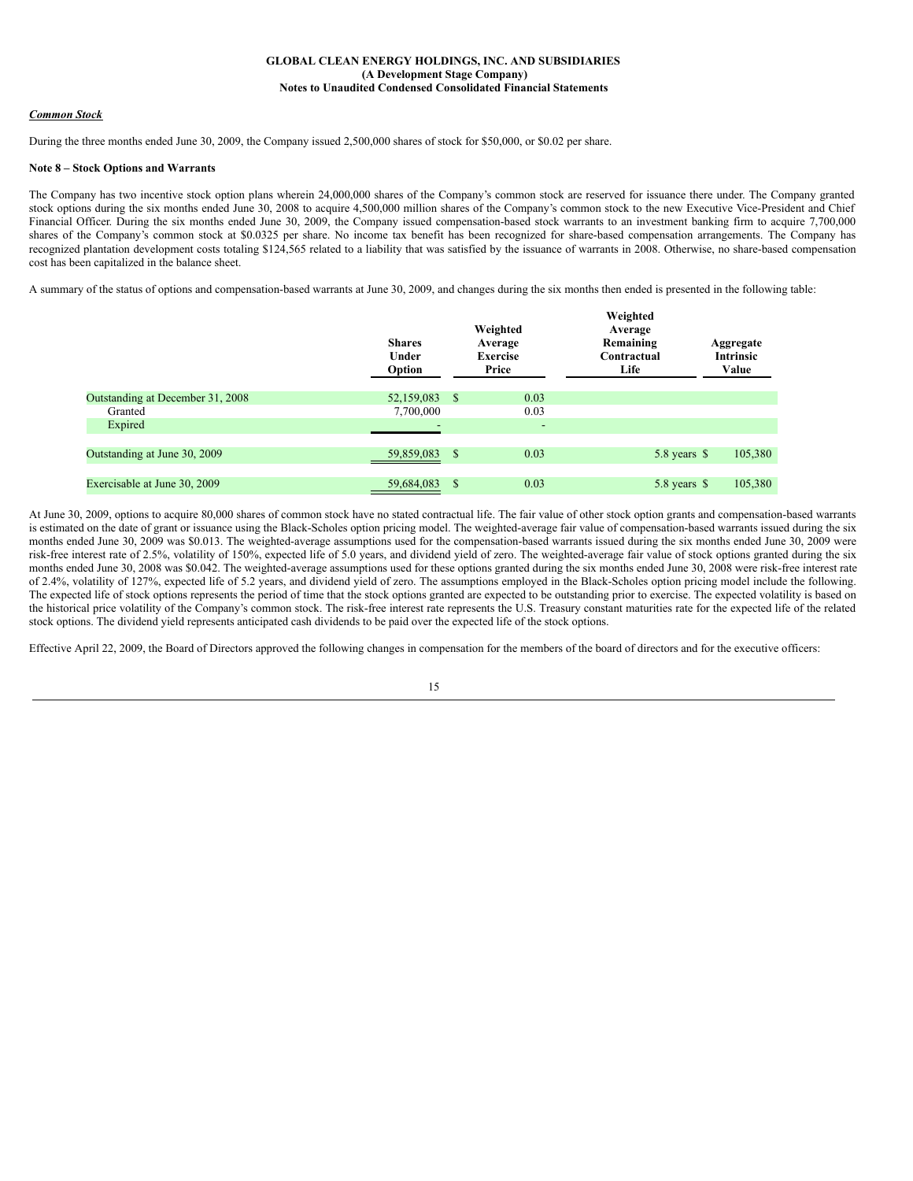### Common Stock

During the three months ended June 30, 2009, the Company issued 2,500,000 shares of stock for $50,000, or $0.02 per share.

**Note 8 – Stock Options and Warrants**

The Company has two incentive stock option plans wherein 24,000,000 shares of the Company's common stock are reserved for issuance there under. The Company granted stock options during the six months ended June 30, 2008 to acquire 4,500,000 million shares of the Company's common stock to the new Executive Vice-President and Chief Financial Officer. During the six months ended June 30, 2009, the Company issued compensation-based stock warrants to an investment banking firm to acquire 7,700,000 shares of the Company's common stock at $0.0325 per share. No income tax benefit has been recognized for share-based compensation arrangements. The Company has recognized plantation development costs totaling $124,565 related to a liability that was satisfied by the issuance of warrants in 2008. Otherwise, no share-based compensation cost has been capitalized in the balance sheet.

A summary of the status of options and compensation-based warrants at June 30, 2009, and changes during the six months then ended is presented in the following table:

| | Shares Under Option | Weighted Average Exercise Price | Weighted Average Remaining Contractual Life | Aggregate Intrinsic Value |
|---|---|---|---|---|
| Outstanding at December 31, 2008 | 52,159,083 | $ 0.03 | | |
| Granted | 7,700,000 | 0.03 | | |
| Expired | - | - | | |
| Outstanding at June 30, 2009 | 59,859,083 | $ 0.03 | 5.8 years | $ 105,380 |
| Exercisable at June 30, 2009 | 59,684,083 | $ 0.03 | 5.8 years | $ 105,380 |

At June 30, 2009, options to acquire 80,000 shares of common stock have no stated contractual life. The fair value of other stock option grants and compensation-based warrants is estimated on the date of grant or issuance using the Black-Scholes option pricing model. The weighted-average fair value of compensation-based warrants issued during the six months ended June 30, 2009 was $0.013. The weighted-average assumptions used for the compensation-based warrants issued during the six months ended June 30, 2009 were risk-free interest rate of 2.5%, volatility of 150%, expected life of 5.0 years, and dividend yield of zero. The weighted-average fair value of stock options granted during the six months ended June 30, 2008 was $0.042. The weighted-average assumptions used for these options granted during the six months ended June 30, 2008 were risk-free interest rate of 2.4%, volatility of 127%, expected life of 5.2 years, and dividend yield of zero. The assumptions employed in the Black-Scholes option pricing model include the following. The expected life of stock options represents the period of time that the stock options granted are expected to be outstanding prior to exercise. The expected volatility is based on the historical price volatility of the Company's common stock. The risk-free interest rate represents the U.S. Treasury constant maturities rate for the expected life of the related stock options. The dividend yield represents anticipated cash dividends to be paid over the expected life of the stock options.

Effective April 22, 2009, the Board of Directors approved the following changes in compensation for the members of the board of directors and for the executive officers: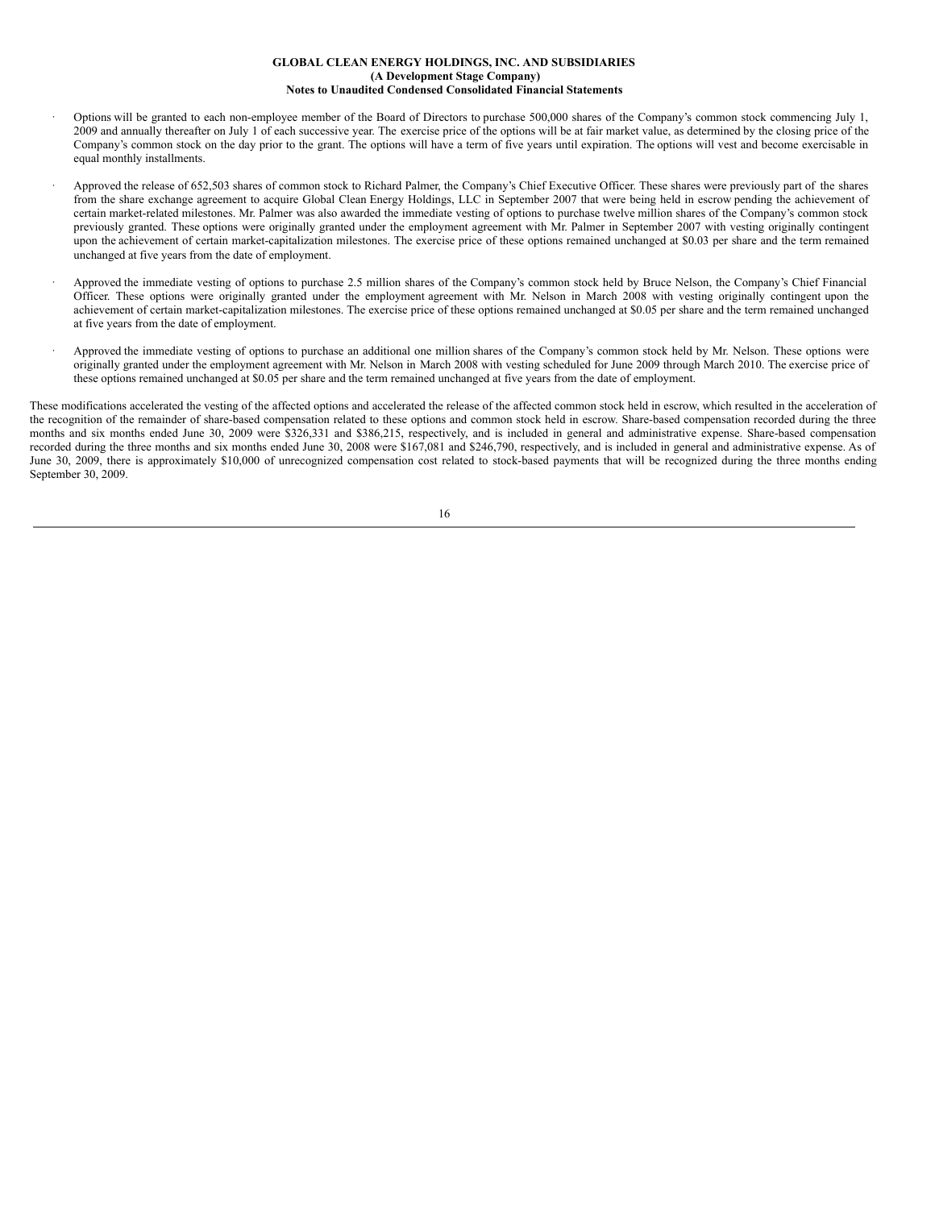- Options will be granted to each non-employee member of the Board of Directors to purchase 500,000 shares of the Company's common stock commencing July 1, 2009 and annually thereafter on July 1 of each successive year. The exercise price of the options will be at fair market value, as determined by the closing price of the Company's common stock on the day prior to the grant. The options will have a term of five years until expiration. The options will vest and become exercisable in equal monthly installments.

- Approved the release of 652,503 shares of common stock to Richard Palmer, the Company's Chief Executive Officer. These shares were previously part of the shares from the share exchange agreement to acquire Global Clean Energy Holdings, LLC in September 2007 that were being held in escrow pending the achievement of certain market-related milestones. Mr. Palmer was also awarded the immediate vesting of options to purchase twelve million shares of the Company's common stock previously granted. These options were originally granted under the employment agreement with Mr. Palmer in September 2007 with vesting originally contingent upon the achievement of certain market-capitalization milestones. The exercise price of these options remained unchanged at $0.03 per share and the term remained unchanged at five years from the date of employment.

- Approved the immediate vesting of options to purchase 2.5 million shares of the Company's common stock held by Bruce Nelson, the Company's Chief Financial Officer. These options were originally granted under the employment agreement with Mr. Nelson in March 2008 with vesting originally contingent upon the achievement of certain market-capitalization milestones. The exercise price of these options remained unchanged at $0.05 per share and the term remained unchanged at five years from the date of employment.

- Approved the immediate vesting of options to purchase an additional one million shares of the Company's common stock held by Mr. Nelson. These options were originally granted under the employment agreement with Mr. Nelson in March 2008 with vesting scheduled for June 2009 through March 2010. The exercise price of these options remained unchanged at $0.05 per share and the term remained unchanged at five years from the date of employment.

These modifications accelerated the vesting of the affected options and accelerated the release of the affected common stock held in escrow, which resulted in the acceleration of the recognition of the remainder of share-based compensation related to these options and common stock held in escrow. Share-based compensation recorded during the three months and six months ended June 30, 2009 were $326,331 and $386,215, respectively, and is included in general and administrative expense. Share-based compensation recorded during the three months and six months ended June 30, 2008 were $167,081 and $246,790, respectively, and is included in general and administrative expense. As of June 30, 2009, there is approximately $10,000 of unrecognized compensation cost related to stock-based payments that will be recognized during the three months ending September 30, 2009.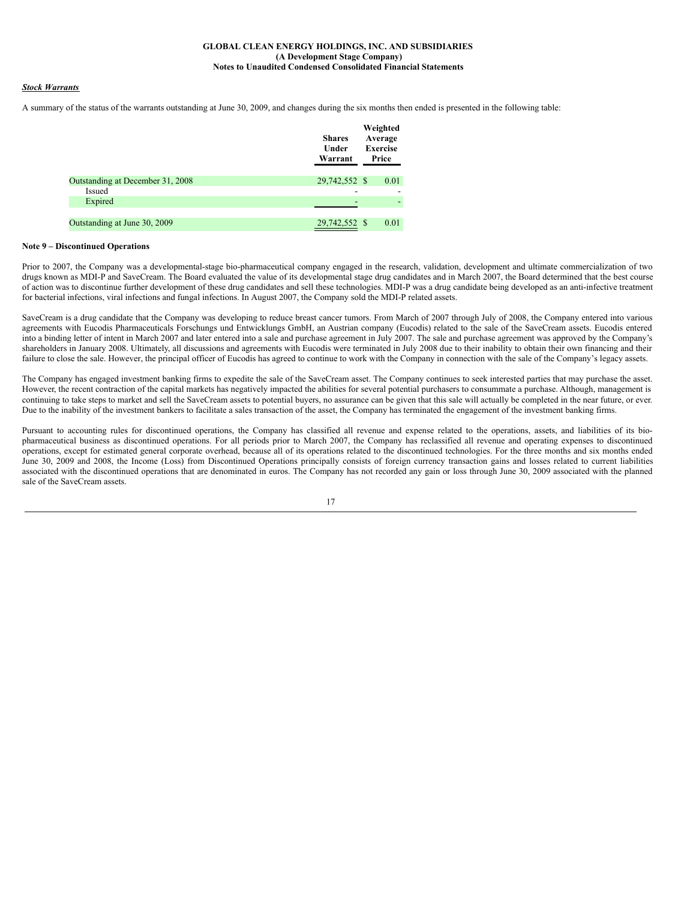### *Stock Warrants*

A summary of the status of the warrants outstanding at June 30, 2009, and changes during the six months then ended is presented in the following table:

| | Shares Under Warrant | Weighted Average Exercise Price |
|---|---|---|
| Outstanding at December 31, 2008 | 29,742,552 | $ 0.01 |
| Issued | - | - |
| Expired | - | - |
| Outstanding at June 30, 2009 | 29,742,552 | $ 0.01 |

**Note 9 – Discontinued Operations**

Prior to 2007, the Company was a developmental-stage bio-pharmaceutical company engaged in the research, validation, development and ultimate commercialization of two drugs known as MDI-P and SaveCream. The Board evaluated the value of its developmental stage drug candidates and in March 2007, the Board determined that the best course of action was to discontinue further development of these drug candidates and sell these technologies. MDI-P was a drug candidate being developed as an anti-infective treatment for bacterial infections, viral infections and fungal infections. In August 2007, the Company sold the MDI-P related assets.

SaveCream is a drug candidate that the Company was developing to reduce breast cancer tumors. From March of 2007 through July of 2008, the Company entered into various agreements with Eucodis Pharmaceuticals Forschungs und Entwicklungs GmbH, an Austrian company (Eucodis) related to the sale of the SaveCream assets. Eucodis entered into a binding letter of intent in March 2007 and later entered into a sale and purchase agreement in July 2007. The sale and purchase agreement was approved by the Company's shareholders in January 2008. Ultimately, all discussions and agreements with Eucodis were terminated in July 2008 due to their inability to obtain their own financing and their failure to close the sale. However, the principal officer of Eucodis has agreed to continue to work with the Company in connection with the sale of the Company's legacy assets.

The Company has engaged investment banking firms to expedite the sale of the SaveCream asset. The Company continues to seek interested parties that may purchase the asset. However, the recent contraction of the capital markets has negatively impacted the abilities for several potential purchasers to consummate a purchase. Although, management is continuing to take steps to market and sell the SaveCream assets to potential buyers, no assurance can be given that this sale will actually be completed in the near future, or ever. Due to the inability of the investment bankers to facilitate a sales transaction of the asset, the Company has terminated the engagement of the investment banking firms.

Pursuant to accounting rules for discontinued operations, the Company has classified all revenue and expense related to the operations, assets, and liabilities of its bio-pharmaceutical business as discontinued operations. For all periods prior to March 2007, the Company has reclassified all revenue and operating expenses to discontinued operations, except for estimated general corporate overhead, because all of its operations related to the discontinued technologies. For the three months and six months ended June 30, 2009 and 2008, the Income (Loss) from Discontinued Operations principally consists of foreign currency transaction gains and losses related to current liabilities associated with the discontinued operations that are denominated in euros. The Company has not recorded any gain or loss through June 30, 2009 associated with the planned sale of the SaveCream assets.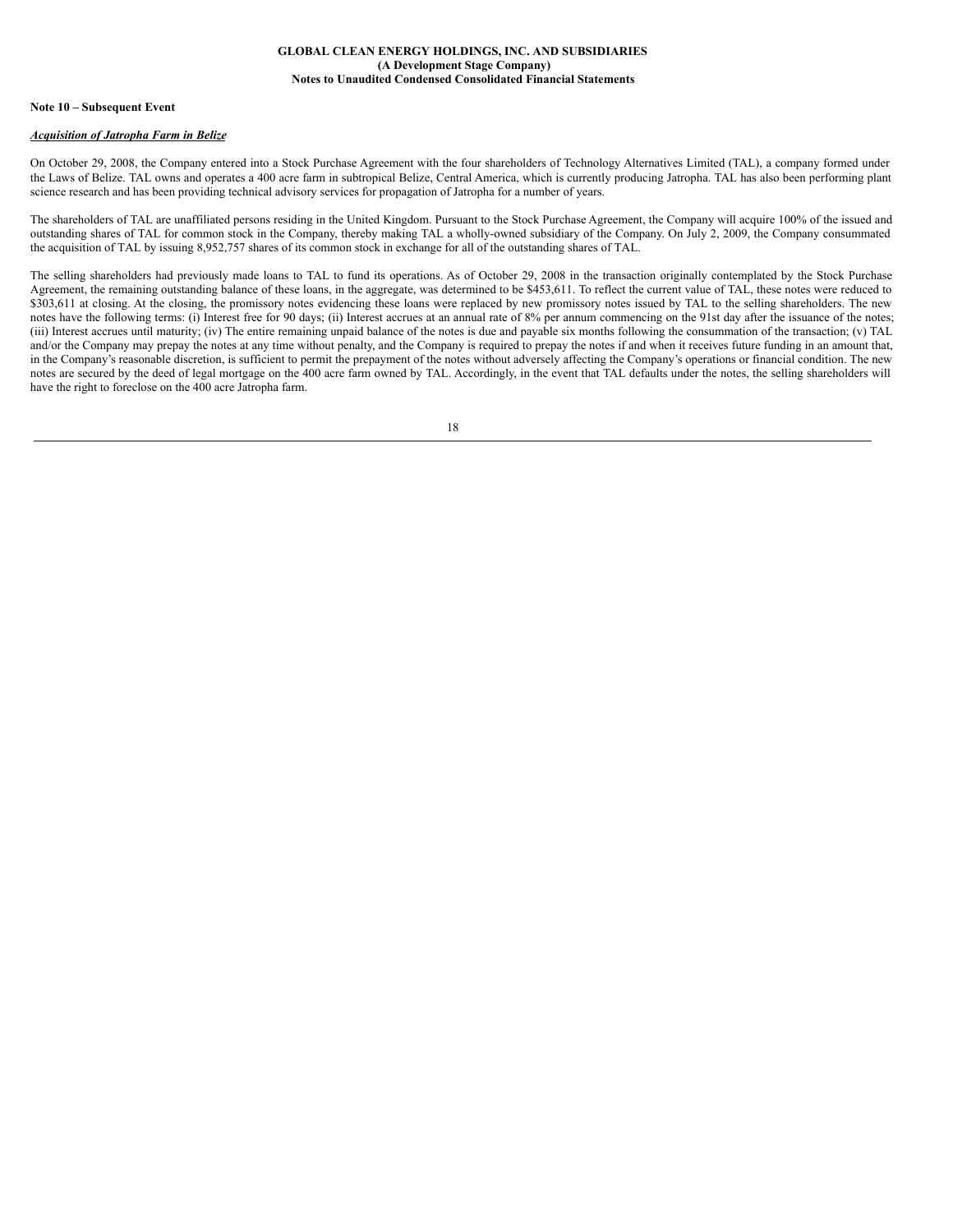**Note 10 – Subsequent Event**

***Acquisition of Jatropha Farm in Belize***

On October 29, 2008, the Company entered into a Stock Purchase Agreement with the four shareholders of Technology Alternatives Limited (TAL), a company formed under the Laws of Belize. TAL owns and operates a 400 acre farm in subtropical Belize, Central America, which is currently producing Jatropha. TAL has also been performing plant science research and has been providing technical advisory services for propagation of Jatropha for a number of years.

The shareholders of TAL are unaffiliated persons residing in the United Kingdom. Pursuant to the Stock Purchase Agreement, the Company will acquire 100% of the issued and outstanding shares of TAL for common stock in the Company, thereby making TAL a wholly-owned subsidiary of the Company. On July 2, 2009, the Company consummated the acquisition of TAL by issuing 8,952,757 shares of its common stock in exchange for all of the outstanding shares of TAL.

The selling shareholders had previously made loans to TAL to fund its operations. As of October 29, 2008 in the transaction originally contemplated by the Stock Purchase Agreement, the remaining outstanding balance of these loans, in the aggregate, was determined to be $453,611. To reflect the current value of TAL, these notes were reduced to $303,611 at closing. At the closing, the promissory notes evidencing these loans were replaced by new promissory notes issued by TAL to the selling shareholders. The new notes have the following terms: (i) Interest free for 90 days; (ii) Interest accrues at an annual rate of 8% per annum commencing on the 91st day after the issuance of the notes; (iii) Interest accrues until maturity; (iv) The entire remaining unpaid balance of the notes is due and payable six months following the consummation of the transaction; (v) TAL and/or the Company may prepay the notes at any time without penalty, and the Company is required to prepay the notes if and when it receives future funding in an amount that, in the Company's reasonable discretion, is sufficient to permit the prepayment of the notes without adversely affecting the Company's operations or financial condition. The new notes are secured by the deed of legal mortgage on the 400 acre farm owned by TAL. Accordingly, in the event that TAL defaults under the notes, the selling shareholders will have the right to foreclose on the 400 acre Jatropha farm.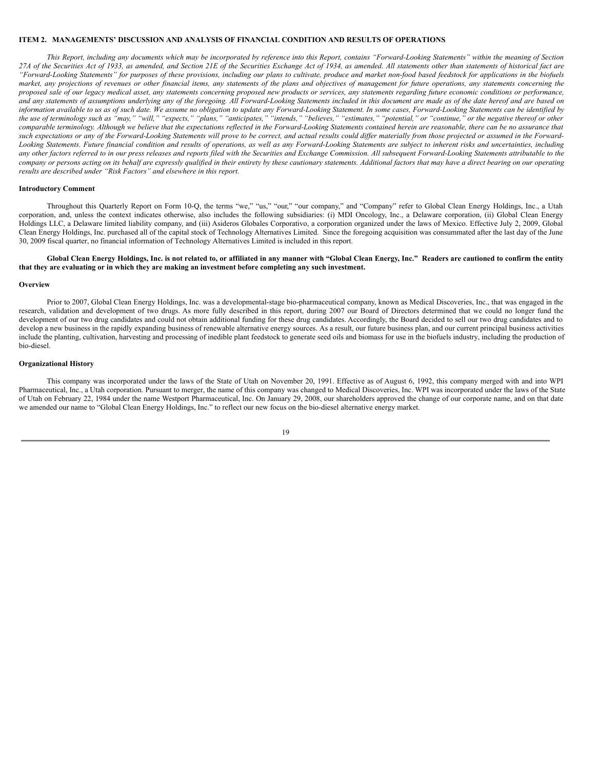## ITEM 2. MANAGEMENTS' DISCUSSION AND ANALYSIS OF FINANCIAL CONDITION AND RESULTS OF OPERATIONS

*This Report, including any documents which may be incorporated by reference into this Report, contains "Forward-Looking Statements" within the meaning of Section 27A of the Securities Act of 1933, as amended, and Section 21E of the Securities Exchange Act of 1934, as amended. All statements other than statements of historical fact are "Forward-Looking Statements" for purposes of these provisions, including our plans to cultivate, produce and market non-food based feedstock for applications in the biofuels market, any projections of revenues or other financial items, any statements of the plans and objectives of management for future operations, any statements concerning the proposed sale of our legacy medical asset, any statements concerning proposed new products or services, any statements regarding future economic conditions or performance, and any statements of assumptions underlying any of the foregoing. All Forward-Looking Statements included in this document are made as of the date hereof and are based on information available to us as of such date. We assume no obligation to update any Forward-Looking Statement. In some cases, Forward-Looking Statements can be identified by the use of terminology such as "may," "will," "expects," "plans," "anticipates," "intends," "believes," "estimates," "potential," or "continue," or the negative thereof or other comparable terminology. Although we believe that the expectations reflected in the Forward-Looking Statements contained herein are reasonable, there can be no assurance that such expectations or any of the Forward-Looking Statements will prove to be correct, and actual results could differ materially from those projected or assumed in the Forward-Looking Statements. Future financial condition and results of operations, as well as any Forward-Looking Statements are subject to inherent risks and uncertainties, including any other factors referred to in our press releases and reports filed with the Securities and Exchange Commission. All subsequent Forward-Looking Statements attributable to the company or persons acting on its behalf are expressly qualified in their entirety by these cautionary statements. Additional factors that may have a direct bearing on our operating results are described under "Risk Factors" and elsewhere in this report.*

### Introductory Comment

Throughout this Quarterly Report on Form 10-Q, the terms "we," "us," "our," "our company," and "Company" refer to Global Clean Energy Holdings, Inc., a Utah corporation, and, unless the context indicates otherwise, also includes the following subsidiaries: (i) MDI Oncology, Inc., a Delaware corporation, (ii) Global Clean Energy Holdings LLC, a Delaware limited liability company, and (iii) Asideros Globales Corporativo, a corporation organized under the laws of Mexico. Effective July 2, 2009, Global Clean Energy Holdings, Inc. purchased all of the capital stock of Technology Alternatives Limited. Since the foregoing acquisition was consummated after the last day of the June 30, 2009 fiscal quarter, no financial information of Technology Alternatives Limited is included in this report.

**Global Clean Energy Holdings, Inc. is not related to, or affiliated in any manner with "Global Clean Energy, Inc." Readers are cautioned to confirm the entity that they are evaluating or in which they are making an investment before completing any such investment.**

### Overview

Prior to 2007, Global Clean Energy Holdings, Inc. was a developmental-stage bio-pharmaceutical company, known as Medical Discoveries, Inc., that was engaged in the research, validation and development of two drugs. As more fully described in this report, during 2007 our Board of Directors determined that we could no longer fund the development of our two drug candidates and could not obtain additional funding for these drug candidates. Accordingly, the Board decided to sell our two drug candidates and to develop a new business in the rapidly expanding business of renewable alternative energy sources. As a result, our future business plan, and our current principal business activities include the planting, cultivation, harvesting and processing of inedible plant feedstock to generate seed oils and biomass for use in the biofuels industry, including the production of bio-diesel.

### Organizational History

This company was incorporated under the laws of the State of Utah on November 20, 1991. Effective as of August 6, 1992, this company merged with and into WPI Pharmaceutical, Inc., a Utah corporation. Pursuant to merger, the name of this company was changed to Medical Discoveries, Inc. WPI was incorporated under the laws of the State of Utah on February 22, 1984 under the name Westport Pharmaceutical, Inc. On January 29, 2008, our shareholders approved the change of our corporate name, and on that date we amended our name to "Global Clean Energy Holdings, Inc." to reflect our new focus on the bio-diesel alternative energy market.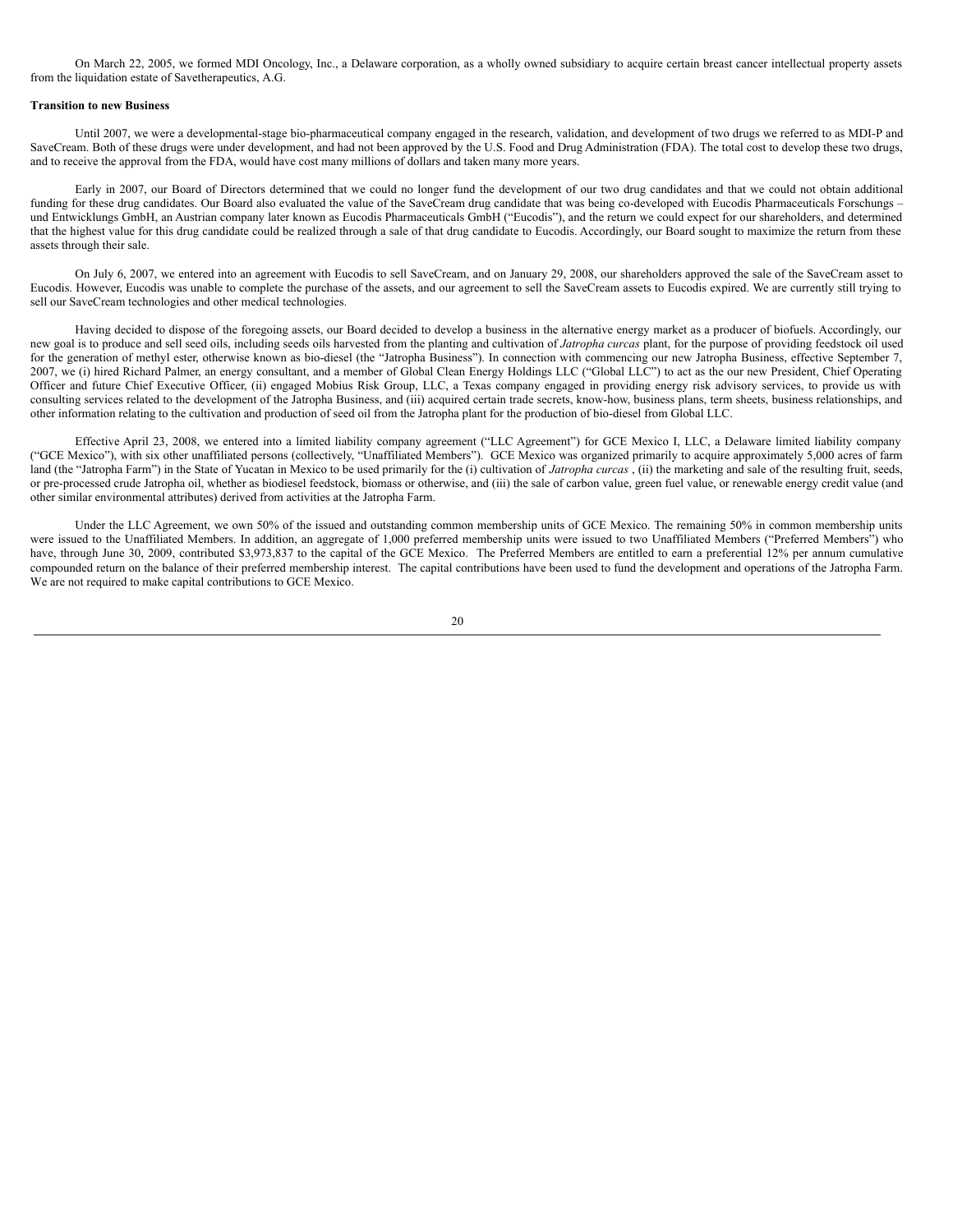On March 22, 2005, we formed MDI Oncology, Inc., a Delaware corporation, as a wholly owned subsidiary to acquire certain breast cancer intellectual property assets from the liquidation estate of Savetherapeutics, A.G.

**Transition to new Business**

Until 2007, we were a developmental-stage bio-pharmaceutical company engaged in the research, validation, and development of two drugs we referred to as MDI-P and SaveCream. Both of these drugs were under development, and had not been approved by the U.S. Food and Drug Administration (FDA). The total cost to develop these two drugs, and to receive the approval from the FDA, would have cost many millions of dollars and taken many more years.

Early in 2007, our Board of Directors determined that we could no longer fund the development of our two drug candidates and that we could not obtain additional funding for these drug candidates. Our Board also evaluated the value of the SaveCream drug candidate that was being co-developed with Eucodis Pharmaceuticals Forschungs – und Entwicklungs GmbH, an Austrian company later known as Eucodis Pharmaceuticals GmbH ("Eucodis"), and the return we could expect for our shareholders, and determined that the highest value for this drug candidate could be realized through a sale of that drug candidate to Eucodis. Accordingly, our Board sought to maximize the return from these assets through their sale.

On July 6, 2007, we entered into an agreement with Eucodis to sell SaveCream, and on January 29, 2008, our shareholders approved the sale of the SaveCream asset to Eucodis. However, Eucodis was unable to complete the purchase of the assets, and our agreement to sell the SaveCream assets to Eucodis expired. We are currently still trying to sell our SaveCream technologies and other medical technologies.

Having decided to dispose of the foregoing assets, our Board decided to develop a business in the alternative energy market as a producer of biofuels. Accordingly, our new goal is to produce and sell seed oils, including seeds oils harvested from the planting and cultivation of *Jatropha curcas* plant, for the purpose of providing feedstock oil used for the generation of methyl ester, otherwise known as bio-diesel (the "Jatropha Business"). In connection with commencing our new Jatropha Business, effective September 7, 2007, we (i) hired Richard Palmer, an energy consultant, and a member of Global Clean Energy Holdings LLC ("Global LLC") to act as the our new President, Chief Operating Officer and future Chief Executive Officer, (ii) engaged Mobius Risk Group, LLC, a Texas company engaged in providing energy risk advisory services, to provide us with consulting services related to the development of the Jatropha Business, and (iii) acquired certain trade secrets, know-how, business plans, term sheets, business relationships, and other information relating to the cultivation and production of seed oil from the Jatropha plant for the production of bio-diesel from Global LLC.

Effective April 23, 2008, we entered into a limited liability company agreement ("LLC Agreement") for GCE Mexico I, LLC, a Delaware limited liability company ("GCE Mexico"), with six other unaffiliated persons (collectively, "Unaffiliated Members"). GCE Mexico was organized primarily to acquire approximately 5,000 acres of farm land (the "Jatropha Farm") in the State of Yucatan in Mexico to be used primarily for the (i) cultivation of *Jatropha curcas* , (ii) the marketing and sale of the resulting fruit, seeds, or pre-processed crude Jatropha oil, whether as biodiesel feedstock, biomass or otherwise, and (iii) the sale of carbon value, green fuel value, or renewable energy credit value (and other similar environmental attributes) derived from activities at the Jatropha Farm.

Under the LLC Agreement, we own 50% of the issued and outstanding common membership units of GCE Mexico. The remaining 50% in common membership units were issued to the Unaffiliated Members. In addition, an aggregate of 1,000 preferred membership units were issued to two Unaffiliated Members ("Preferred Members") who have, through June 30, 2009, contributed $3,973,837 to the capital of the GCE Mexico. The Preferred Members are entitled to earn a preferential 12% per annum cumulative compounded return on the balance of their preferred membership interest. The capital contributions have been used to fund the development and operations of the Jatropha Farm. We are not required to make capital contributions to GCE Mexico.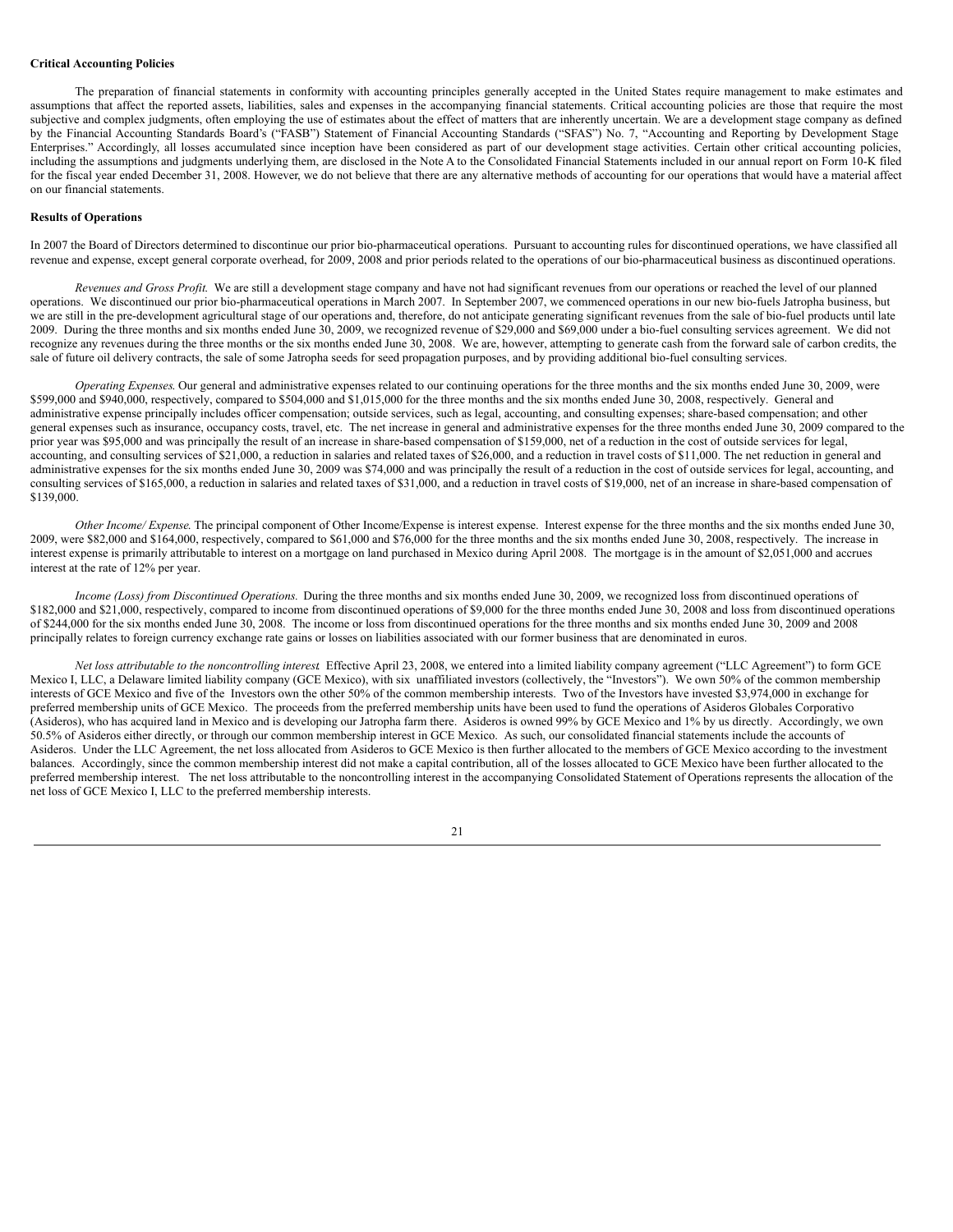**Critical Accounting Policies**

The preparation of financial statements in conformity with accounting principles generally accepted in the United States require management to make estimates and assumptions that affect the reported assets, liabilities, sales and expenses in the accompanying financial statements. Critical accounting policies are those that require the most subjective and complex judgments, often employing the use of estimates about the effect of matters that are inherently uncertain. We are a development stage company as defined by the Financial Accounting Standards Board's ("FASB") Statement of Financial Accounting Standards ("SFAS") No. 7, "Accounting and Reporting by Development Stage Enterprises." Accordingly, all losses accumulated since inception have been considered as part of our development stage activities. Certain other critical accounting policies, including the assumptions and judgments underlying them, are disclosed in the Note A to the Consolidated Financial Statements included in our annual report on Form 10-K filed for the fiscal year ended December 31, 2008. However, we do not believe that there are any alternative methods of accounting for our operations that would have a material affect on our financial statements.

**Results of Operations**

In 2007 the Board of Directors determined to discontinue our prior bio-pharmaceutical operations. Pursuant to accounting rules for discontinued operations, we have classified all revenue and expense, except general corporate overhead, for 2009, 2008 and prior periods related to the operations of our bio-pharmaceutical business as discontinued operations.

*Revenues and Gross Profit.* We are still a development stage company and have not had significant revenues from our operations or reached the level of our planned operations. We discontinued our prior bio-pharmaceutical operations in March 2007. In September 2007, we commenced operations in our new bio-fuels Jatropha business, but we are still in the pre-development agricultural stage of our operations and, therefore, do not anticipate generating significant revenues from the sale of bio-fuel products until late 2009. During the three months and six months ended June 30, 2009, we recognized revenue of $29,000 and $69,000 under a bio-fuel consulting services agreement. We did not recognize any revenues during the three months or the six months ended June 30, 2008. We are, however, attempting to generate cash from the forward sale of carbon credits, the sale of future oil delivery contracts, the sale of some Jatropha seeds for seed propagation purposes, and by providing additional bio-fuel consulting services.

*Operating Expenses.* Our general and administrative expenses related to our continuing operations for the three months and the six months ended June 30, 2009, were $599,000 and $940,000, respectively, compared to $504,000 and $1,015,000 for the three months and the six months ended June 30, 2008, respectively. General and administrative expense principally includes officer compensation; outside services, such as legal, accounting, and consulting expenses; share-based compensation; and other general expenses such as insurance, occupancy costs, travel, etc. The net increase in general and administrative expenses for the three months ended June 30, 2009 compared to the prior year was $95,000 and was principally the result of an increase in share-based compensation of $159,000, net of a reduction in the cost of outside services for legal, accounting, and consulting services of $21,000, a reduction in salaries and related taxes of $26,000, and a reduction in travel costs of $11,000. The net reduction in general and administrative expenses for the six months ended June 30, 2009 was $74,000 and was principally the result of a reduction in the cost of outside services for legal, accounting, and consulting services of $165,000, a reduction in salaries and related taxes of $31,000, and a reduction in travel costs of $19,000, net of an increase in share-based compensation of $139,000.

*Other Income/ Expense.* The principal component of Other Income/Expense is interest expense. Interest expense for the three months and the six months ended June 30, 2009, were $82,000 and $164,000, respectively, compared to $61,000 and $76,000 for the three months and the six months ended June 30, 2008, respectively. The increase in interest expense is primarily attributable to interest on a mortgage on land purchased in Mexico during April 2008. The mortgage is in the amount of $2,051,000 and accrues interest at the rate of 12% per year.

*Income (Loss) from Discontinued Operations.* During the three months and six months ended June 30, 2009, we recognized loss from discontinued operations of $182,000 and $21,000, respectively, compared to income from discontinued operations of $9,000 for the three months ended June 30, 2008 and loss from discontinued operations of $244,000 for the six months ended June 30, 2008. The income or loss from discontinued operations for the three months and six months ended June 30, 2009 and 2008 principally relates to foreign currency exchange rate gains or losses on liabilities associated with our former business that are denominated in euros.

*Net loss attributable to the noncontrolling interest* Effective April 23, 2008, we entered into a limited liability company agreement ("LLC Agreement") to form GCE Mexico I, LLC, a Delaware limited liability company (GCE Mexico), with six unaffiliated investors (collectively, the "Investors"). We own 50% of the common membership interests of GCE Mexico and five of the Investors own the other 50% of the common membership interests. Two of the Investors have invested $3,974,000 in exchange for preferred membership units of GCE Mexico. The proceeds from the preferred membership units have been used to fund the operations of Asideros Globales Corporativo (Asideros), who has acquired land in Mexico and is developing our Jatropha farm there. Asideros is owned 99% by GCE Mexico and 1% by us directly. Accordingly, we own 50.5% of Asideros either directly, or through our common membership interest in GCE Mexico. As such, our consolidated financial statements include the accounts of Asideros. Under the LLC Agreement, the net loss allocated from Asideros to GCE Mexico is then further allocated to the members of GCE Mexico according to the investment balances. Accordingly, since the common membership interest did not make a capital contribution, all of the losses allocated to GCE Mexico have been further allocated to the preferred membership interest. The net loss attributable to the noncontrolling interest in the accompanying Consolidated Statement of Operations represents the allocation of the net loss of GCE Mexico I, LLC to the preferred membership interests.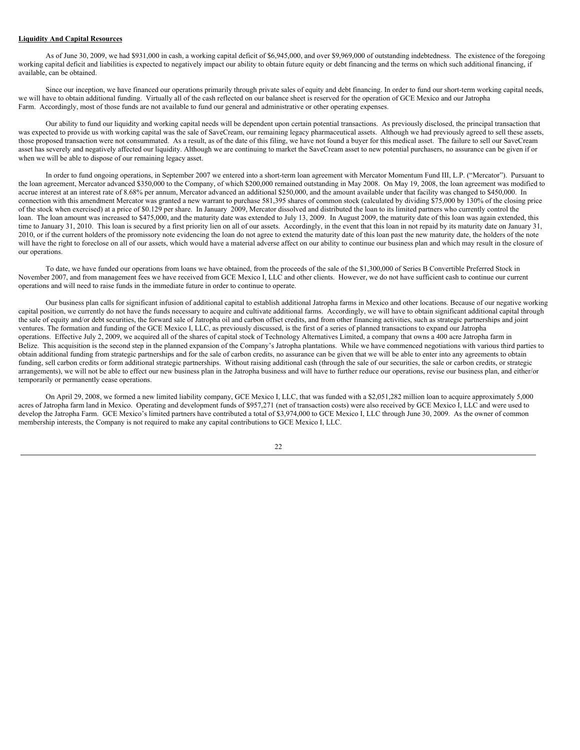**Liquidity And Capital Resources**

As of June 30, 2009, we had $931,000 in cash, a working capital deficit of $6,945,000, and over $9,969,000 of outstanding indebtedness. The existence of the foregoing working capital deficit and liabilities is expected to negatively impact our ability to obtain future equity or debt financing and the terms on which such additional financing, if available, can be obtained.

Since our inception, we have financed our operations primarily through private sales of equity and debt financing. In order to fund our short-term working capital needs, we will have to obtain additional funding. Virtually all of the cash reflected on our balance sheet is reserved for the operation of GCE Mexico and our Jatropha Farm. Accordingly, most of those funds are not available to fund our general and administrative or other operating expenses.

Our ability to fund our liquidity and working capital needs will be dependent upon certain potential transactions. As previously disclosed, the principal transaction that was expected to provide us with working capital was the sale of SaveCream, our remaining legacy pharmaceutical assets. Although we had previously agreed to sell these assets, those proposed transaction were not consummated. As a result, as of the date of this filing, we have not found a buyer for this medical asset. The failure to sell our SaveCream asset has severely and negatively affected our liquidity. Although we are continuing to market the SaveCream asset to new potential purchasers, no assurance can be given if or when we will be able to dispose of our remaining legacy asset.

In order to fund ongoing operations, in September 2007 we entered into a short-term loan agreement with Mercator Momentum Fund III, L.P. ("Mercator"). Pursuant to the loan agreement, Mercator advanced $350,000 to the Company, of which $200,000 remained outstanding in May 2008. On May 19, 2008, the loan agreement was modified to accrue interest at an interest rate of 8.68% per annum, Mercator advanced an additional $250,000, and the amount available under that facility was changed to $450,000. In connection with this amendment Mercator was granted a new warrant to purchase 581,395 shares of common stock (calculated by dividing $75,000 by 130% of the closing price of the stock when exercised) at a price of $0.129 per share. In January 2009, Mercator dissolved and distributed the loan to its limited partners who currently control the loan. The loan amount was increased to $475,000, and the maturity date was extended to July 13, 2009. In August 2009, the maturity date of this loan was again extended, this time to January 31, 2010. This loan is secured by a first priority lien on all of our assets. Accordingly, in the event that this loan in not repaid by its maturity date on January 31, 2010, or if the current holders of the promissory note evidencing the loan do not agree to extend the maturity date of this loan past the new maturity date, the holders of the note will have the right to foreclose on all of our assets, which would have a material adverse affect on our ability to continue our business plan and which may result in the closure of our operations.

To date, we have funded our operations from loans we have obtained, from the proceeds of the sale of the $1,300,000 of Series B Convertible Preferred Stock in November 2007, and from management fees we have received from GCE Mexico I, LLC and other clients. However, we do not have sufficient cash to continue our current operations and will need to raise funds in the immediate future in order to continue to operate.

Our business plan calls for significant infusion of additional capital to establish additional Jatropha farms in Mexico and other locations. Because of our negative working capital position, we currently do not have the funds necessary to acquire and cultivate additional farms. Accordingly, we will have to obtain significant additional capital through the sale of equity and/or debt securities, the forward sale of Jatropha oil and carbon offset credits, and from other financing activities, such as strategic partnerships and joint ventures. The formation and funding of the GCE Mexico I, LLC, as previously discussed, is the first of a series of planned transactions to expand our Jatropha operations. Effective July 2, 2009, we acquired all of the shares of capital stock of Technology Alternatives Limited, a company that owns a 400 acre Jatropha farm in Belize. This acquisition is the second step in the planned expansion of the Company's Jatropha plantations. While we have commenced negotiations with various third parties to obtain additional funding from strategic partnerships and for the sale of carbon credits, no assurance can be given that we will be able to enter into any agreements to obtain funding, sell carbon credits or form additional strategic partnerships. Without raising additional cash (through the sale of our securities, the sale or carbon credits, or strategic arrangements), we will not be able to effect our new business plan in the Jatropha business and will have to further reduce our operations, revise our business plan, and either/or temporarily or permanently cease operations.

On April 29, 2008, we formed a new limited liability company, GCE Mexico I, LLC, that was funded with a $2,051,282 million loan to acquire approximately 5,000 acres of Jatropha farm land in Mexico. Operating and development funds of $957,271 (net of transaction costs) were also received by GCE Mexico I, LLC and were used to develop the Jatropha Farm. GCE Mexico's limited partners have contributed a total of $3,974,000 to GCE Mexico I, LLC through June 30, 2009. As the owner of common membership interests, the Company is not required to make any capital contributions to GCE Mexico I, LLC.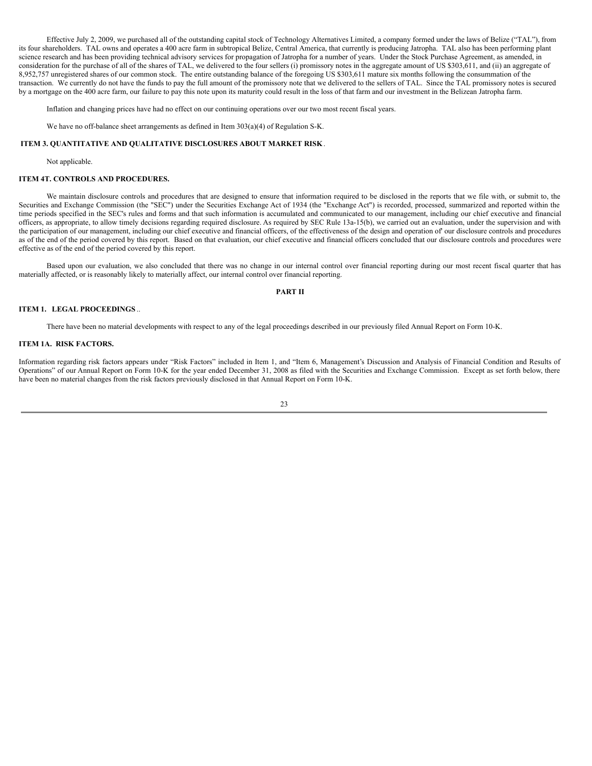Effective July 2, 2009, we purchased all of the outstanding capital stock of Technology Alternatives Limited, a company formed under the laws of Belize ("TAL"), from its four shareholders. TAL owns and operates a 400 acre farm in subtropical Belize, Central America, that currently is producing Jatropha. TAL also has been performing plant science research and has been providing technical advisory services for propagation of Jatropha for a number of years. Under the Stock Purchase Agreement, as amended, in consideration for the purchase of all of the shares of TAL, we delivered to the four sellers (i) promissory notes in the aggregate amount of US $303,611, and (ii) an aggregate of 8,952,757 unregistered shares of our common stock. The entire outstanding balance of the foregoing US $303,611 mature six months following the consummation of the transaction. We currently do not have the funds to pay the full amount of the promissory note that we delivered to the sellers of TAL. Since the TAL promissory notes is secured by a mortgage on the 400 acre farm, our failure to pay this note upon its maturity could result in the loss of that farm and our investment in the Belizean Jatropha farm.

Inflation and changing prices have had no effect on our continuing operations over our two most recent fiscal years.

We have no off-balance sheet arrangements as defined in Item 303(a)(4) of Regulation S-K.

### ITEM 3. QUANTITATIVE AND QUALITATIVE DISCLOSURES ABOUT MARKET RISK.

Not applicable.

### ITEM 4T. CONTROLS AND PROCEDURES.

We maintain disclosure controls and procedures that are designed to ensure that information required to be disclosed in the reports that we file with, or submit to, the Securities and Exchange Commission (the "SEC") under the Securities Exchange Act of 1934 (the "Exchange Act") is recorded, processed, summarized and reported within the time periods specified in the SEC's rules and forms and that such information is accumulated and communicated to our management, including our chief executive and financial officers, as appropriate, to allow timely decisions regarding required disclosure. As required by SEC Rule 13a-15(b), we carried out an evaluation, under the supervision and with the participation of our management, including our chief executive and financial officers, of the effectiveness of the design and operation of' our disclosure controls and procedures as of the end of the period covered by this report. Based on that evaluation, our chief executive and financial officers concluded that our disclosure controls and procedures were effective as of the end of the period covered by this report.

Based upon our evaluation, we also concluded that there was no change in our internal control over financial reporting during our most recent fiscal quarter that has materially affected, or is reasonably likely to materially affect, our internal control over financial reporting.

## PART II

### ITEM 1. LEGAL PROCEEDINGS..

There have been no material developments with respect to any of the legal proceedings described in our previously filed Annual Report on Form 10-K.

### ITEM 1A. RISK FACTORS.

Information regarding risk factors appears under "Risk Factors" included in Item 1, and "Item 6, Management's Discussion and Analysis of Financial Condition and Results of Operations" of our Annual Report on Form 10-K for the year ended December 31, 2008 as filed with the Securities and Exchange Commission. Except as set forth below, there have been no material changes from the risk factors previously disclosed in that Annual Report on Form 10-K.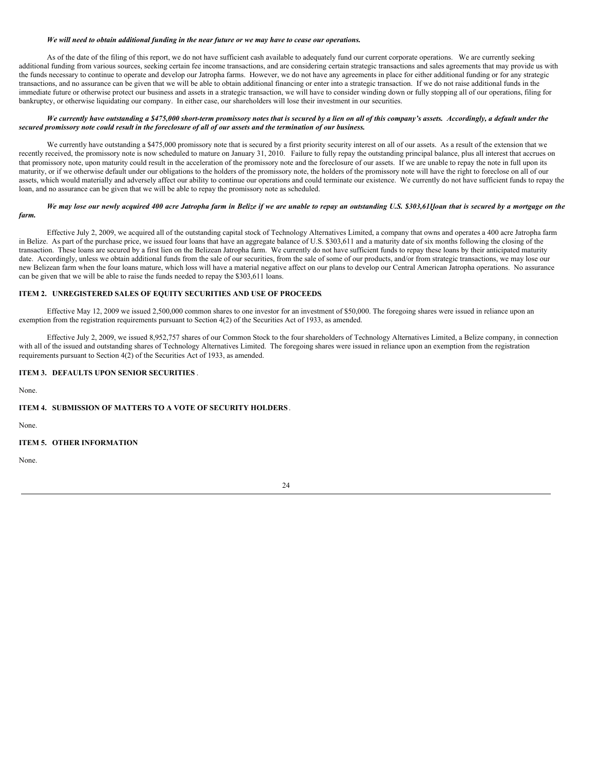***We will need to obtain additional funding in the near future or we may have to cease our operations.***

As of the date of the filing of this report, we do not have sufficient cash available to adequately fund our current corporate operations. We are currently seeking additional funding from various sources, seeking certain fee income transactions, and are considering certain strategic transactions and sales agreements that may provide us with the funds necessary to continue to operate and develop our Jatropha farms. However, we do not have any agreements in place for either additional funding or for any strategic transactions, and no assurance can be given that we will be able to obtain additional financing or enter into a strategic transaction. If we do not raise additional funds in the immediate future or otherwise protect our business and assets in a strategic transaction, we will have to consider winding down or fully stopping all of our operations, filing for bankruptcy, or otherwise liquidating our company. In either case, our shareholders will lose their investment in our securities.

***We currently have outstanding a $475,000 short-term promissory notes that is secured by a lien on all of this company's assets. Accordingly, a default under the secured promissory note could result in the foreclosure of all of our assets and the termination of our business.***

We currently have outstanding a $475,000 promissory note that is secured by a first priority security interest on all of our assets. As a result of the extension that we recently received, the promissory note is now scheduled to mature on January 31, 2010. Failure to fully repay the outstanding principal balance, plus all interest that accrues on that promissory note, upon maturity could result in the acceleration of the promissory note and the foreclosure of our assets. If we are unable to repay the note in full upon its maturity, or if we otherwise default under our obligations to the holders of the promissory note, the holders of the promissory note will have the right to foreclose on all of our assets, which would materially and adversely affect our ability to continue our operations and could terminate our existence. We currently do not have sufficient funds to repay the loan, and no assurance can be given that we will be able to repay the promissory note as scheduled.

***We may lose our newly acquired 400 acre Jatropha farm in Belize if we are unable to repay an outstanding U.S. $303,611loan that is secured by a mortgage on the farm.***

Effective July 2, 2009, we acquired all of the outstanding capital stock of Technology Alternatives Limited, a company that owns and operates a 400 acre Jatropha farm in Belize. As part of the purchase price, we issued four loans that have an aggregate balance of U.S. $303,611 and a maturity date of six months following the closing of the transaction. These loans are secured by a first lien on the Belizean Jatropha farm. We currently do not have sufficient funds to repay these loans by their anticipated maturity date. Accordingly, unless we obtain additional funds from the sale of our securities, from the sale of some of our products, and/or from strategic transactions, we may lose our new Belizean farm when the four loans mature, which loss will have a material negative affect on our plans to develop our Central American Jatropha operations. No assurance can be given that we will be able to raise the funds needed to repay the $303,611 loans.

## ITEM 2. UNREGISTERED SALES OF EQUITY SECURITIES AND USE OF PROCEEDS.

Effective May 12, 2009 we issued 2,500,000 common shares to one investor for an investment of $50,000. The foregoing shares were issued in reliance upon an exemption from the registration requirements pursuant to Section 4(2) of the Securities Act of 1933, as amended.

Effective July 2, 2009, we issued 8,952,757 shares of our Common Stock to the four shareholders of Technology Alternatives Limited, a Belize company, in connection with all of the issued and outstanding shares of Technology Alternatives Limited. The foregoing shares were issued in reliance upon an exemption from the registration requirements pursuant to Section 4(2) of the Securities Act of 1933, as amended.

## ITEM 3. DEFAULTS UPON SENIOR SECURITIES.

None.

## ITEM 4. SUBMISSION OF MATTERS TO A VOTE OF SECURITY HOLDERS.

None.

## ITEM 5. OTHER INFORMATION

None.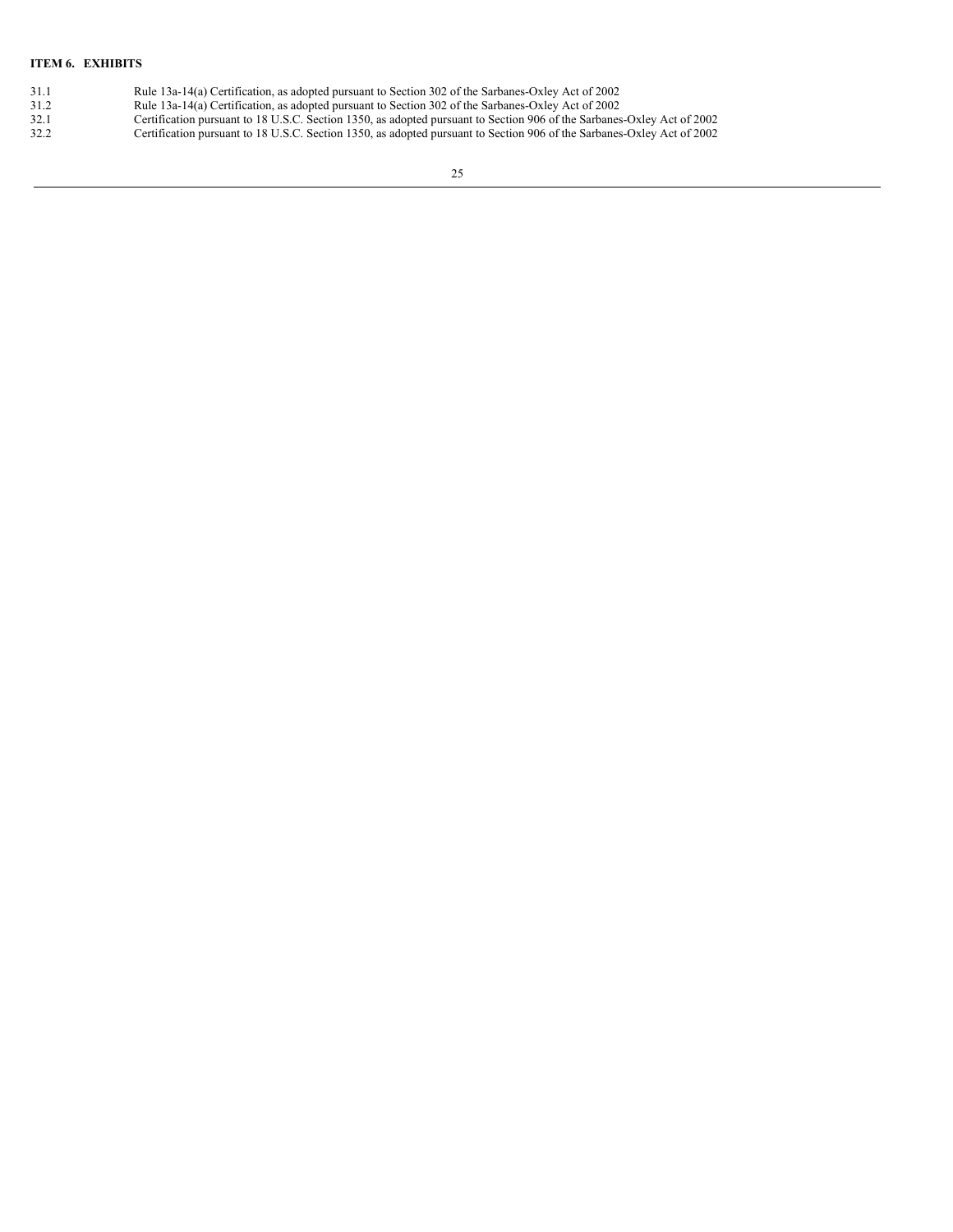**ITEM 6. EXHIBITS**

| | |
|---|---|
| 31.1 | Rule 13a-14(a) Certification, as adopted pursuant to Section 302 of the Sarbanes-Oxley Act of 2002 |
| 31.2 | Rule 13a-14(a) Certification, as adopted pursuant to Section 302 of the Sarbanes-Oxley Act of 2002 |
| 32.1 | Certification pursuant to 18 U.S.C. Section 1350, as adopted pursuant to Section 906 of the Sarbanes-Oxley Act of 2002 |
| 32.2 | Certification pursuant to 18 U.S.C. Section 1350, as adopted pursuant to Section 906 of the Sarbanes-Oxley Act of 2002 |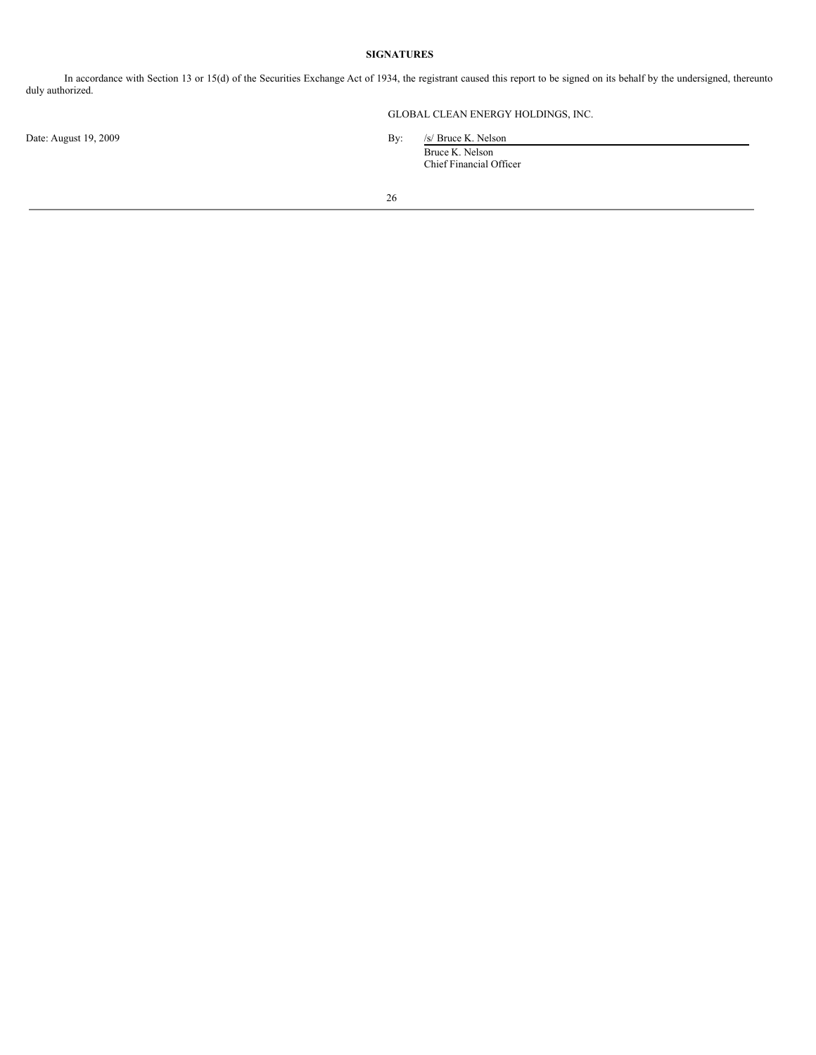**SIGNATURES**

In accordance with Section 13 or 15(d) of the Securities Exchange Act of 1934, the registrant caused this report to be signed on its behalf by the undersigned, thereunto duly authorized.

GLOBAL CLEAN ENERGY HOLDINGS, INC.

Date: August 19, 2009

By: /s/ Bruce K. Nelson
Bruce K. Nelson
Chief Financial Officer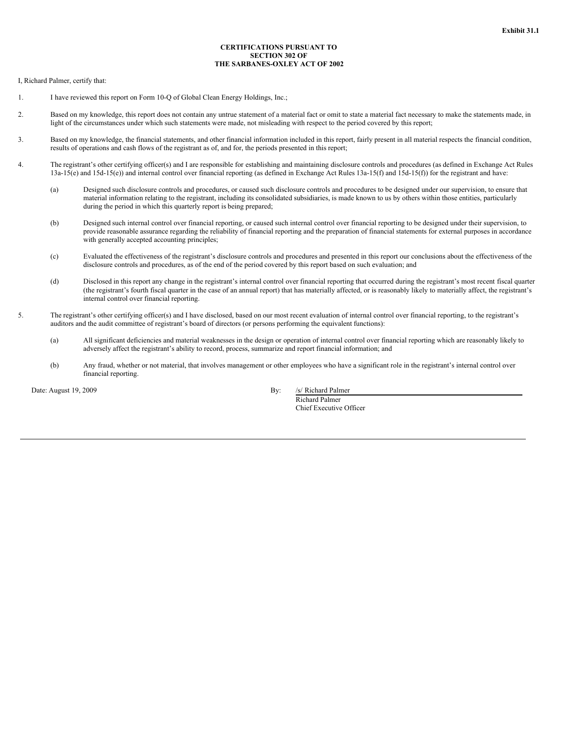**Exhibit 31.1**

**CERTIFICATIONS PURSUANT TO SECTION 302 OF THE SARBANES-OXLEY ACT OF 2002**

I, Richard Palmer, certify that:

1. I have reviewed this report on Form 10-Q of Global Clean Energy Holdings, Inc.;

2. Based on my knowledge, this report does not contain any untrue statement of a material fact or omit to state a material fact necessary to make the statements made, in light of the circumstances under which such statements were made, not misleading with respect to the period covered by this report;

3. Based on my knowledge, the financial statements, and other financial information included in this report, fairly present in all material respects the financial condition, results of operations and cash flows of the registrant as of, and for, the periods presented in this report;

4. The registrant's other certifying officer(s) and I are responsible for establishing and maintaining disclosure controls and procedures (as defined in Exchange Act Rules 13a-15(e) and 15d-15(e)) and internal control over financial reporting (as defined in Exchange Act Rules 13a-15(f) and 15d-15(f)) for the registrant and have:

   (a) Designed such disclosure controls and procedures, or caused such disclosure controls and procedures to be designed under our supervision, to ensure that material information relating to the registrant, including its consolidated subsidiaries, is made known to us by others within those entities, particularly during the period in which this quarterly report is being prepared;

   (b) Designed such internal control over financial reporting, or caused such internal control over financial reporting to be designed under their supervision, to provide reasonable assurance regarding the reliability of financial reporting and the preparation of financial statements for external purposes in accordance with generally accepted accounting principles;

   (c) Evaluated the effectiveness of the registrant's disclosure controls and procedures and presented in this report our conclusions about the effectiveness of the disclosure controls and procedures, as of the end of the period covered by this report based on such evaluation; and

   (d) Disclosed in this report any change in the registrant's internal control over financial reporting that occurred during the registrant's most recent fiscal quarter (the registrant's fourth fiscal quarter in the case of an annual report) that has materially affected, or is reasonably likely to materially affect, the registrant's internal control over financial reporting.

5. The registrant's other certifying officer(s) and I have disclosed, based on our most recent evaluation of internal control over financial reporting, to the registrant's auditors and the audit committee of registrant's board of directors (or persons performing the equivalent functions):

   (a) All significant deficiencies and material weaknesses in the design or operation of internal control over financial reporting which are reasonably likely to adversely affect the registrant's ability to record, process, summarize and report financial information; and

   (b) Any fraud, whether or not material, that involves management or other employees who have a significant role in the registrant's internal control over financial reporting.

Date: August 19, 2009

By: /s/ Richard Palmer
Richard Palmer
Chief Executive Officer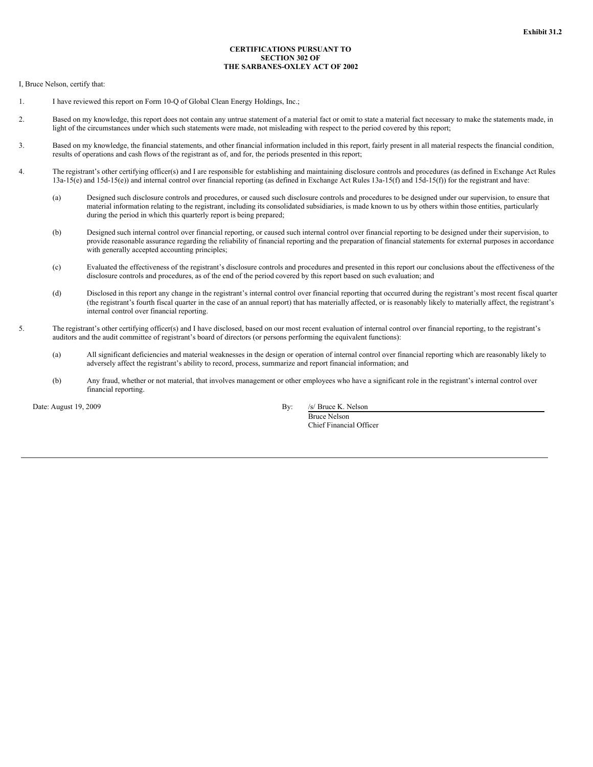**Exhibit 31.2**

**CERTIFICATIONS PURSUANT TO SECTION 302 OF THE SARBANES-OXLEY ACT OF 2002**

I, Bruce Nelson, certify that:

1. I have reviewed this report on Form 10-Q of Global Clean Energy Holdings, Inc.;

2. Based on my knowledge, this report does not contain any untrue statement of a material fact or omit to state a material fact necessary to make the statements made, in light of the circumstances under which such statements were made, not misleading with respect to the period covered by this report;

3. Based on my knowledge, the financial statements, and other financial information included in this report, fairly present in all material respects the financial condition, results of operations and cash flows of the registrant as of, and for, the periods presented in this report;

4. The registrant's other certifying officer(s) and I are responsible for establishing and maintaining disclosure controls and procedures (as defined in Exchange Act Rules 13a-15(e) and 15d-15(e)) and internal control over financial reporting (as defined in Exchange Act Rules 13a-15(f) and 15d-15(f)) for the registrant and have:

   (a) Designed such disclosure controls and procedures, or caused such disclosure controls and procedures to be designed under our supervision, to ensure that material information relating to the registrant, including its consolidated subsidiaries, is made known to us by others within those entities, particularly during the period in which this quarterly report is being prepared;

   (b) Designed such internal control over financial reporting, or caused such internal control over financial reporting to be designed under their supervision, to provide reasonable assurance regarding the reliability of financial reporting and the preparation of financial statements for external purposes in accordance with generally accepted accounting principles;

   (c) Evaluated the effectiveness of the registrant's disclosure controls and procedures and presented in this report our conclusions about the effectiveness of the disclosure controls and procedures, as of the end of the period covered by this report based on such evaluation; and

   (d) Disclosed in this report any change in the registrant's internal control over financial reporting that occurred during the registrant's most recent fiscal quarter (the registrant's fourth fiscal quarter in the case of an annual report) that has materially affected, or is reasonably likely to materially affect, the registrant's internal control over financial reporting.

5. The registrant's other certifying officer(s) and I have disclosed, based on our most recent evaluation of internal control over financial reporting, to the registrant's auditors and the audit committee of registrant's board of directors (or persons performing the equivalent functions):

   (a) All significant deficiencies and material weaknesses in the design or operation of internal control over financial reporting which are reasonably likely to adversely affect the registrant's ability to record, process, summarize and report financial information; and

   (b) Any fraud, whether or not material, that involves management or other employees who have a significant role in the registrant's internal control over financial reporting.

Date: August 19, 2009

By: /s/ Bruce K. Nelson
Bruce Nelson
Chief Financial Officer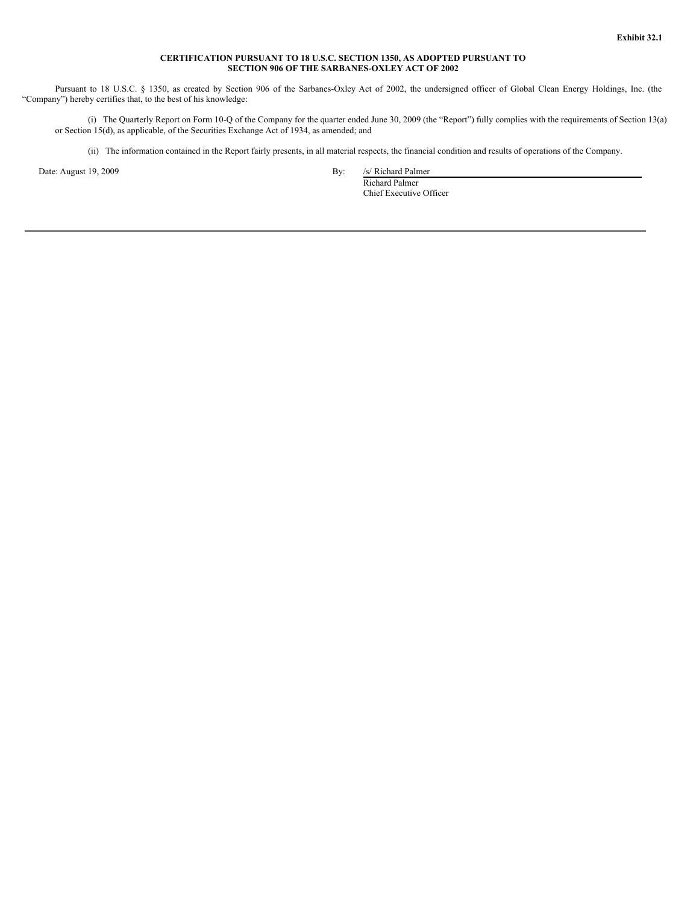**Exhibit 32.1**

**CERTIFICATION PURSUANT TO 18 U.S.C. SECTION 1350, AS ADOPTED PURSUANT TO SECTION 906 OF THE SARBANES-OXLEY ACT OF 2002**

Pursuant to 18 U.S.C. § 1350, as created by Section 906 of the Sarbanes-Oxley Act of 2002, the undersigned officer of Global Clean Energy Holdings, Inc. (the "Company") hereby certifies that, to the best of his knowledge:

(i) The Quarterly Report on Form 10-Q of the Company for the quarter ended June 30, 2009 (the "Report") fully complies with the requirements of Section 13(a) or Section 15(d), as applicable, of the Securities Exchange Act of 1934, as amended; and

(ii) The information contained in the Report fairly presents, in all material respects, the financial condition and results of operations of the Company.

Date: August 19, 2009

By: /s/ Richard Palmer
Richard Palmer
Chief Executive Officer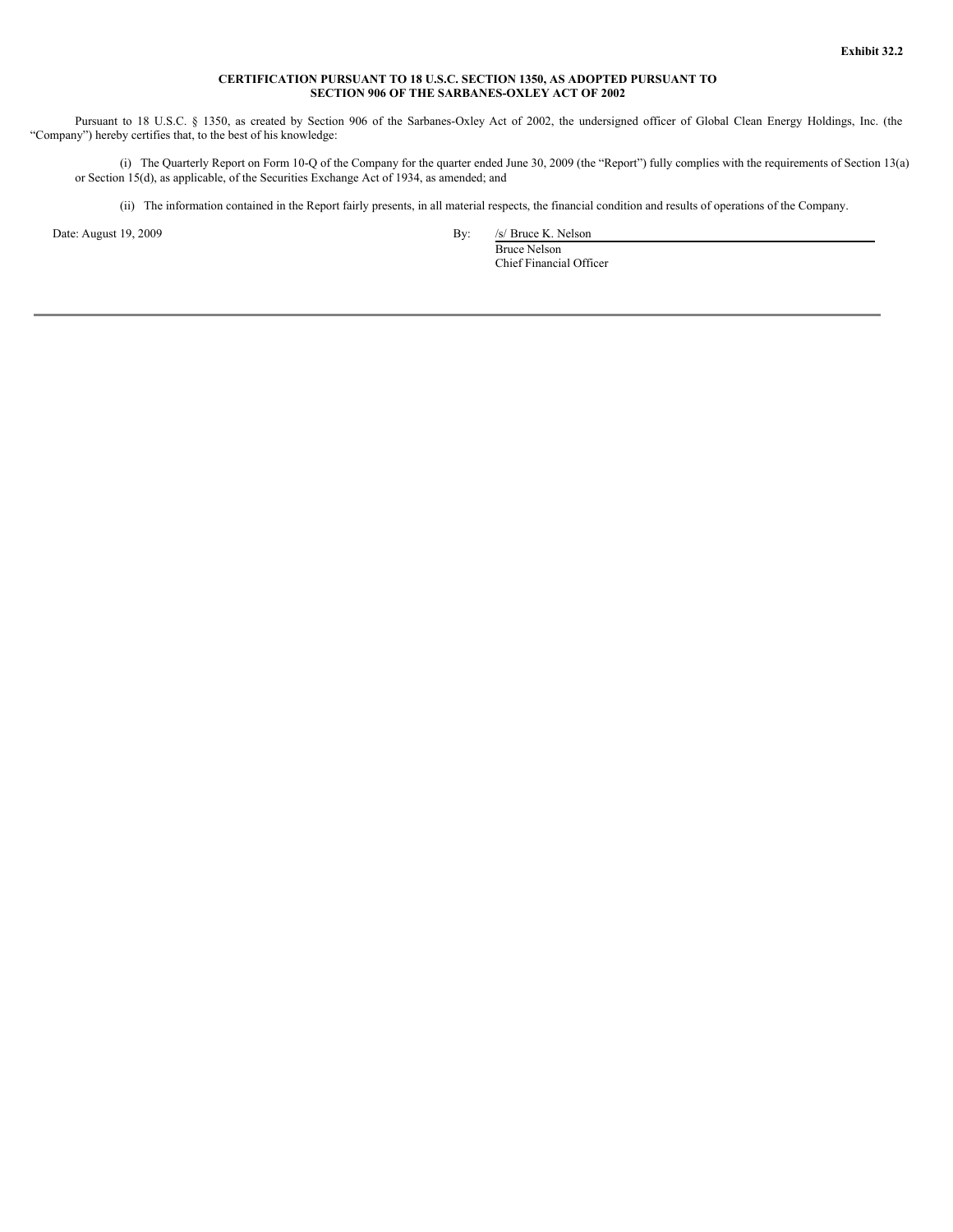**Exhibit 32.2**

**CERTIFICATION PURSUANT TO 18 U.S.C. SECTION 1350, AS ADOPTED PURSUANT TO SECTION 906 OF THE SARBANES-OXLEY ACT OF 2002**

Pursuant to 18 U.S.C. § 1350, as created by Section 906 of the Sarbanes-Oxley Act of 2002, the undersigned officer of Global Clean Energy Holdings, Inc. (the "Company") hereby certifies that, to the best of his knowledge:

(i) The Quarterly Report on Form 10-Q of the Company for the quarter ended June 30, 2009 (the "Report") fully complies with the requirements of Section 13(a) or Section 15(d), as applicable, of the Securities Exchange Act of 1934, as amended; and

(ii) The information contained in the Report fairly presents, in all material respects, the financial condition and results of operations of the Company.

Date: August 19, 2009

By: /s/ Bruce K. Nelson
Bruce Nelson
Chief Financial Officer